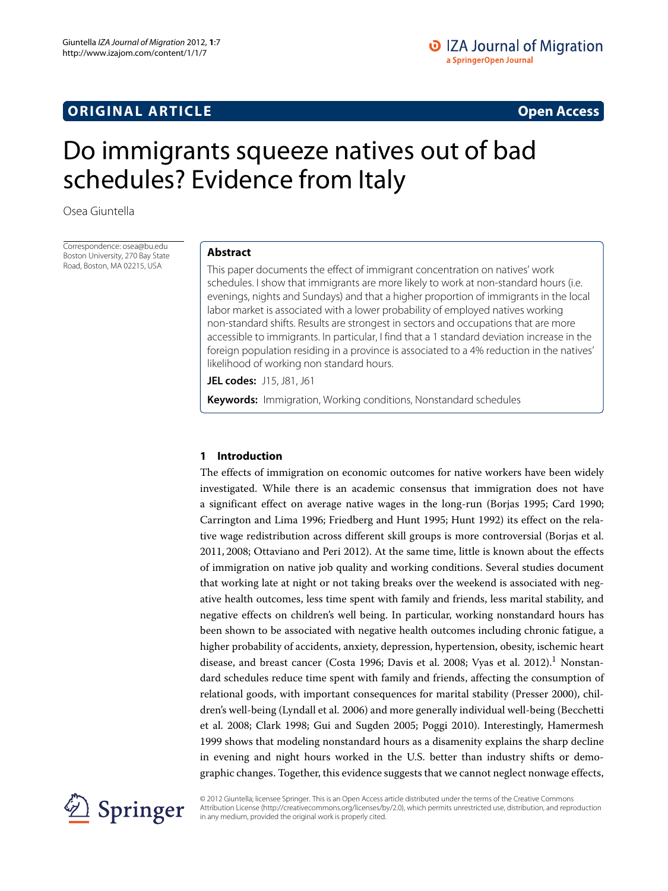ORIGINAL ARTICLE

Open Access

# Do immigrants squeeze natives out of bad schedules? Evidence from Italy

Osea Giuntella

Correspondence: osea@bu.edu
Boston University, 270 Bay State Road, Boston, MA 02215, USA

## Abstract

This paper documents the effect of immigrant concentration on natives' work schedules. I show that immigrants are more likely to work at non-standard hours (i.e. evenings, nights and Sundays) and that a higher proportion of immigrants in the local labor market is associated with a lower probability of employed natives working non-standard shifts. Results are strongest in sectors and occupations that are more accessible to immigrants. In particular, I find that a 1 standard deviation increase in the foreign population residing in a province is associated to a 4% reduction in the natives' likelihood of working non standard hours.

**JEL codes:** J15, J81, J61

**Keywords:** Immigration, Working conditions, Nonstandard schedules

## 1 Introduction

The effects of immigration on economic outcomes for native workers have been widely investigated. While there is an academic consensus that immigration does not have a significant effect on average native wages in the long-run (Borjas 1995; Card 1990; Carrington and Lima 1996; Friedberg and Hunt 1995; Hunt 1992) its effect on the relative wage redistribution across different skill groups is more controversial (Borjas et al. 2011, 2008; Ottaviano and Peri 2012). At the same time, little is known about the effects of immigration on native job quality and working conditions. Several studies document that working late at night or not taking breaks over the weekend is associated with negative health outcomes, less time spent with family and friends, less marital stability, and negative effects on children's well being. In particular, working nonstandard hours has been shown to be associated with negative health outcomes including chronic fatigue, a higher probability of accidents, anxiety, depression, hypertension, obesity, ischemic heart disease, and breast cancer (Costa 1996; Davis et al. 2008; Vyas et al. 2012).[1] Nonstandard schedules reduce time spent with family and friends, affecting the consumption of relational goods, with important consequences for marital stability (Presser 2000), children's well-being (Lyndall et al. 2006) and more generally individual well-being (Becchetti et al. 2008; Clark 1998; Gui and Sugden 2005; Poggi 2010). Interestingly, Hamermesh 1999 shows that modeling nonstandard hours as a disamenity explains the sharp decline in evening and night hours worked in the U.S. better than industry shifts or demographic changes. Together, this evidence suggests that we cannot neglect nonwage effects,

© 2012 Giuntella; licensee Springer. This is an Open Access article distributed under the terms of the Creative Commons Attribution License (http://creativecommons.org/licenses/by/2.0), which permits unrestricted use, distribution, and reproduction in any medium, provided the original work is properly cited.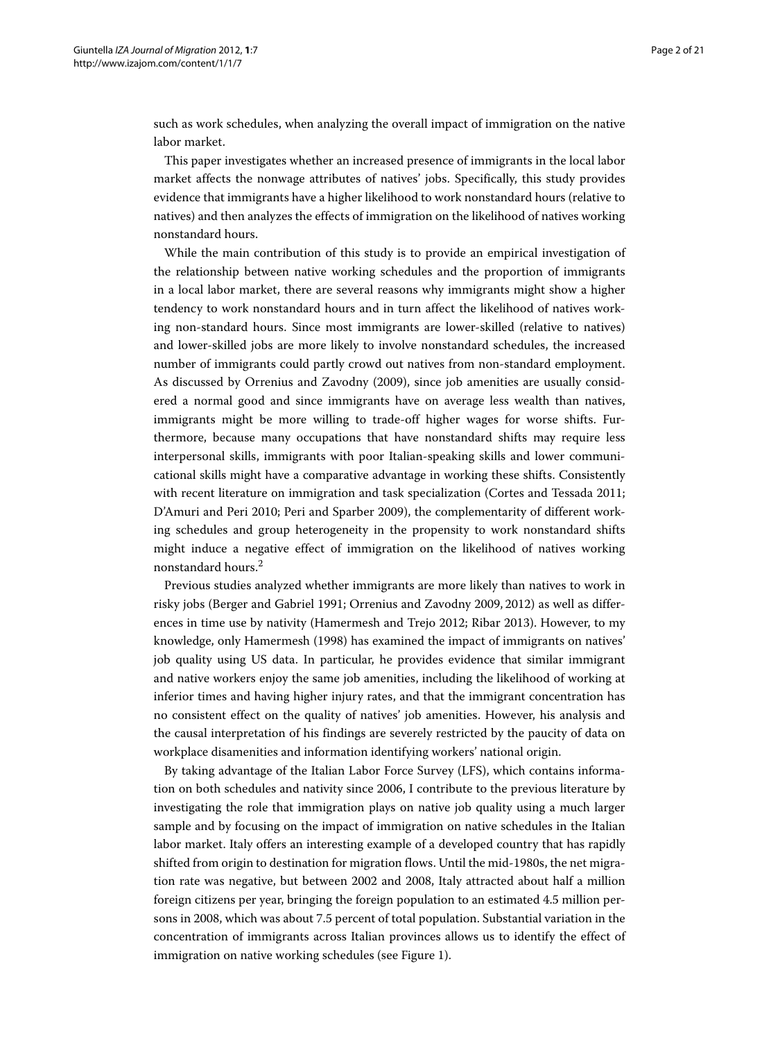such as work schedules, when analyzing the overall impact of immigration on the native labor market.

This paper investigates whether an increased presence of immigrants in the local labor market affects the nonwage attributes of natives' jobs. Specifically, this study provides evidence that immigrants have a higher likelihood to work nonstandard hours (relative to natives) and then analyzes the effects of immigration on the likelihood of natives working nonstandard hours.

While the main contribution of this study is to provide an empirical investigation of the relationship between native working schedules and the proportion of immigrants in a local labor market, there are several reasons why immigrants might show a higher tendency to work nonstandard hours and in turn affect the likelihood of natives working non-standard hours. Since most immigrants are lower-skilled (relative to natives) and lower-skilled jobs are more likely to involve nonstandard schedules, the increased number of immigrants could partly crowd out natives from non-standard employment. As discussed by Orrenius and Zavodny (2009), since job amenities are usually considered a normal good and since immigrants have on average less wealth than natives, immigrants might be more willing to trade-off higher wages for worse shifts. Furthermore, because many occupations that have nonstandard shifts may require less interpersonal skills, immigrants with poor Italian-speaking skills and lower communicational skills might have a comparative advantage in working these shifts. Consistently with recent literature on immigration and task specialization (Cortes and Tessada 2011; D'Amuri and Peri 2010; Peri and Sparber 2009), the complementarity of different working schedules and group heterogeneity in the propensity to work nonstandard shifts might induce a negative effect of immigration on the likelihood of natives working nonstandard hours.[2]

Previous studies analyzed whether immigrants are more likely than natives to work in risky jobs (Berger and Gabriel 1991; Orrenius and Zavodny 2009, 2012) as well as differences in time use by nativity (Hamermesh and Trejo 2012; Ribar 2013). However, to my knowledge, only Hamermesh (1998) has examined the impact of immigrants on natives' job quality using US data. In particular, he provides evidence that similar immigrant and native workers enjoy the same job amenities, including the likelihood of working at inferior times and having higher injury rates, and that the immigrant concentration has no consistent effect on the quality of natives' job amenities. However, his analysis and the causal interpretation of his findings are severely restricted by the paucity of data on workplace disamenities and information identifying workers' national origin.

By taking advantage of the Italian Labor Force Survey (LFS), which contains information on both schedules and nativity since 2006, I contribute to the previous literature by investigating the role that immigration plays on native job quality using a much larger sample and by focusing on the impact of immigration on native schedules in the Italian labor market. Italy offers an interesting example of a developed country that has rapidly shifted from origin to destination for migration flows. Until the mid-1980s, the net migration rate was negative, but between 2002 and 2008, Italy attracted about half a million foreign citizens per year, bringing the foreign population to an estimated 4.5 million persons in 2008, which was about 7.5 percent of total population. Substantial variation in the concentration of immigrants across Italian provinces allows us to identify the effect of immigration on native working schedules (see Figure 1).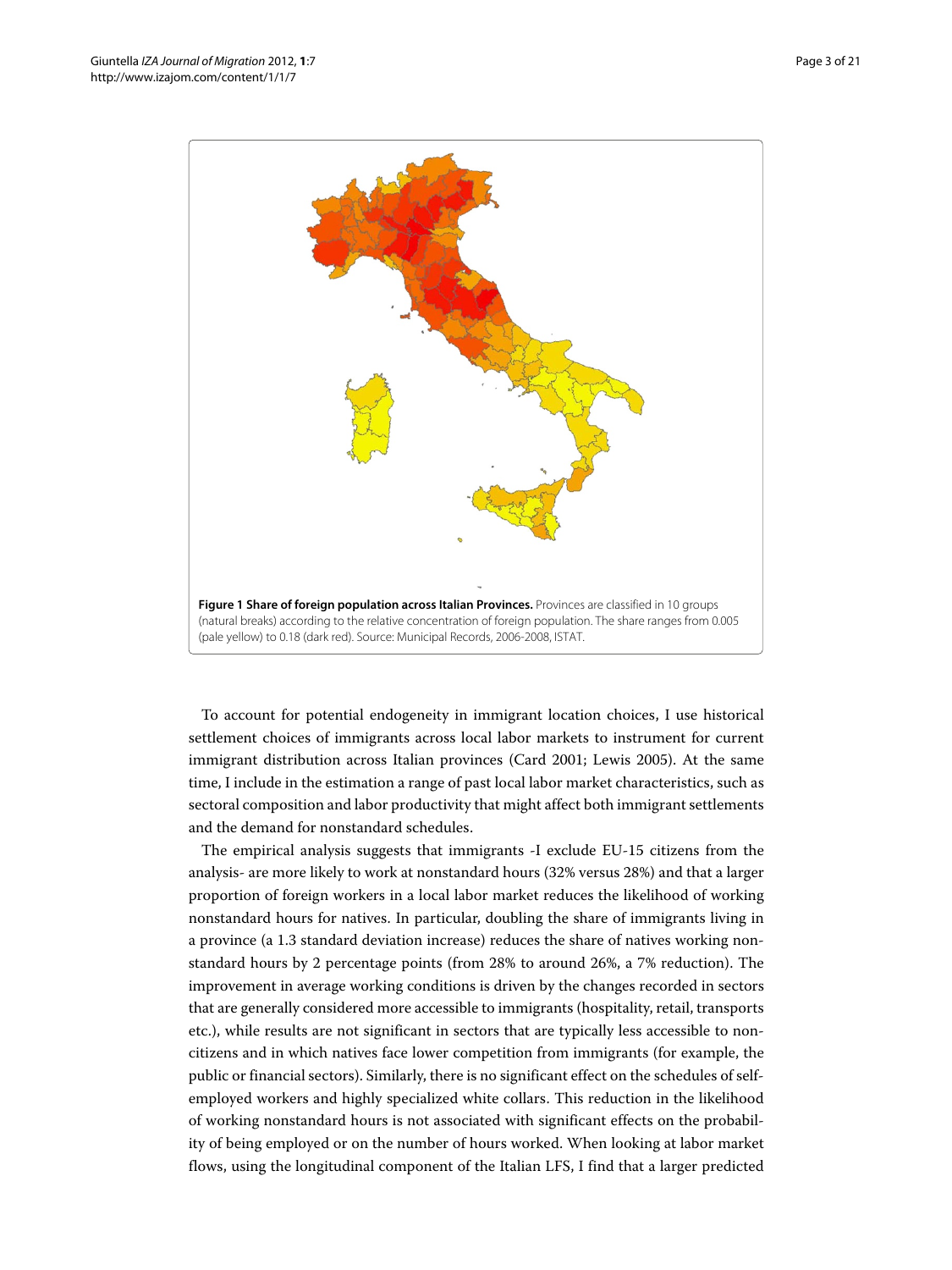**Figure 1 Share of foreign population across Italian Provinces.** Provinces are classified in 10 groups (natural breaks) according to the relative concentration of foreign population. The share ranges from 0.005 (pale yellow) to 0.18 (dark red). Source: Municipal Records, 2006-2008, ISTAT.

To account for potential endogeneity in immigrant location choices, I use historical settlement choices of immigrants across local labor markets to instrument for current immigrant distribution across Italian provinces (Card 2001; Lewis 2005). At the same time, I include in the estimation a range of past local labor market characteristics, such as sectoral composition and labor productivity that might affect both immigrant settlements and the demand for nonstandard schedules.

The empirical analysis suggests that immigrants -I exclude EU-15 citizens from the analysis- are more likely to work at nonstandard hours (32% versus 28%) and that a larger proportion of foreign workers in a local labor market reduces the likelihood of working nonstandard hours for natives. In particular, doubling the share of immigrants living in a province (a 1.3 standard deviation increase) reduces the share of natives working nonstandard hours by 2 percentage points (from 28% to around 26%, a 7% reduction). The improvement in average working conditions is driven by the changes recorded in sectors that are generally considered more accessible to immigrants (hospitality, retail, transports etc.), while results are not significant in sectors that are typically less accessible to noncitizens and in which natives face lower competition from immigrants (for example, the public or financial sectors). Similarly, there is no significant effect on the schedules of self-employed workers and highly specialized white collars. This reduction in the likelihood of working nonstandard hours is not associated with significant effects on the probability of being employed or on the number of hours worked. When looking at labor market flows, using the longitudinal component of the Italian LFS, I find that a larger predicted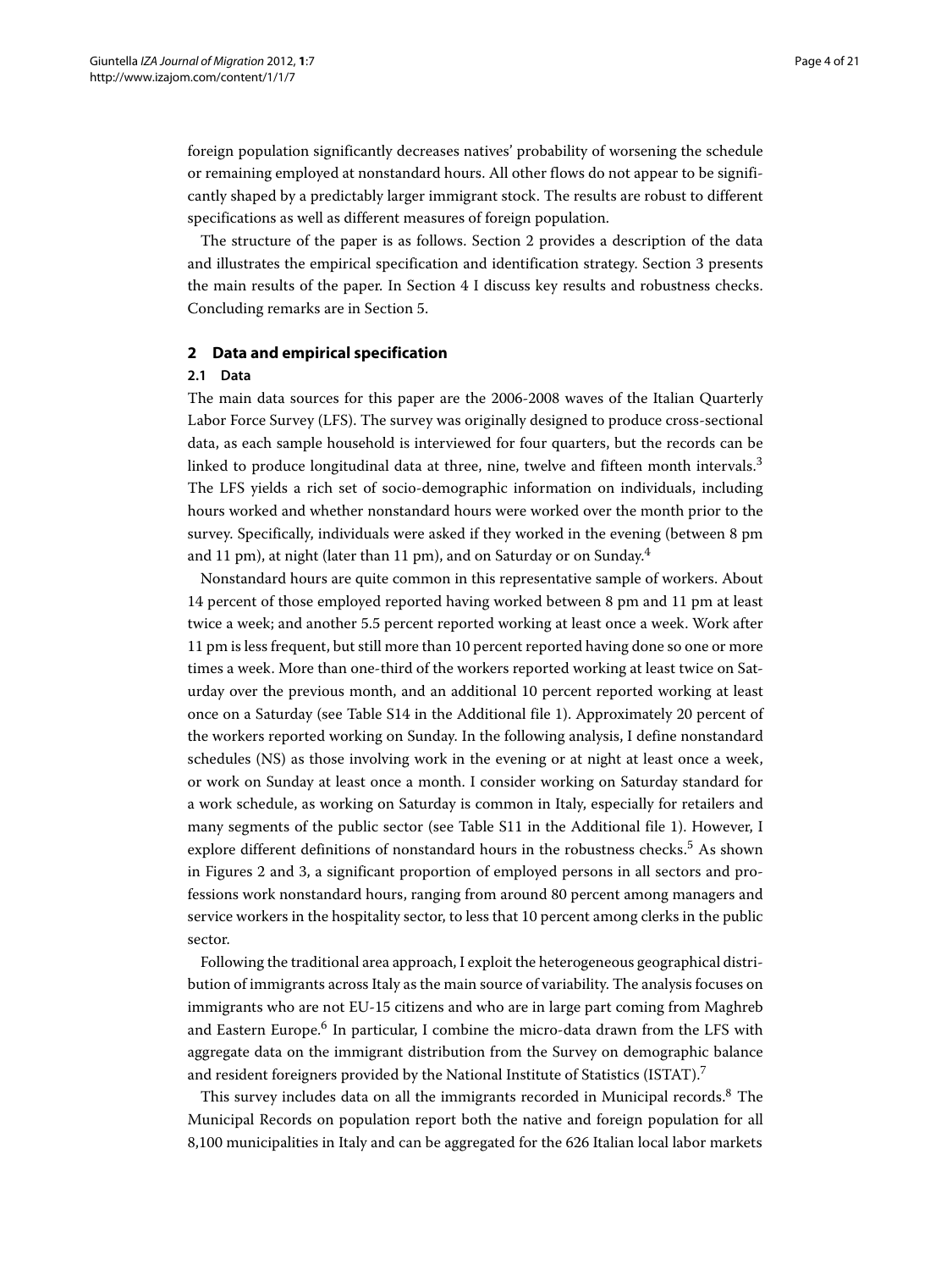foreign population significantly decreases natives' probability of worsening the schedule or remaining employed at nonstandard hours. All other flows do not appear to be significantly shaped by a predictably larger immigrant stock. The results are robust to different specifications as well as different measures of foreign population.

The structure of the paper is as follows. Section 2 provides a description of the data and illustrates the empirical specification and identification strategy. Section 3 presents the main results of the paper. In Section 4 I discuss key results and robustness checks. Concluding remarks are in Section 5.

## 2 Data and empirical specification

### 2.1 Data

The main data sources for this paper are the 2006-2008 waves of the Italian Quarterly Labor Force Survey (LFS). The survey was originally designed to produce cross-sectional data, as each sample household is interviewed for four quarters, but the records can be linked to produce longitudinal data at three, nine, twelve and fifteen month intervals.[3] The LFS yields a rich set of socio-demographic information on individuals, including hours worked and whether nonstandard hours were worked over the month prior to the survey. Specifically, individuals were asked if they worked in the evening (between 8 pm and 11 pm), at night (later than 11 pm), and on Saturday or on Sunday.[4]

Nonstandard hours are quite common in this representative sample of workers. About 14 percent of those employed reported having worked between 8 pm and 11 pm at least twice a week; and another 5.5 percent reported working at least once a week. Work after 11 pm is less frequent, but still more than 10 percent reported having done so one or more times a week. More than one-third of the workers reported working at least twice on Saturday over the previous month, and an additional 10 percent reported working at least once on a Saturday (see Table S14 in the Additional file 1). Approximately 20 percent of the workers reported working on Sunday. In the following analysis, I define nonstandard schedules (NS) as those involving work in the evening or at night at least once a week, or work on Sunday at least once a month. I consider working on Saturday standard for a work schedule, as working on Saturday is common in Italy, especially for retailers and many segments of the public sector (see Table S11 in the Additional file 1). However, I explore different definitions of nonstandard hours in the robustness checks.[5] As shown in Figures 2 and 3, a significant proportion of employed persons in all sectors and professions work nonstandard hours, ranging from around 80 percent among managers and service workers in the hospitality sector, to less that 10 percent among clerks in the public sector.

Following the traditional area approach, I exploit the heterogeneous geographical distribution of immigrants across Italy as the main source of variability. The analysis focuses on immigrants who are not EU-15 citizens and who are in large part coming from Maghreb and Eastern Europe.[6] In particular, I combine the micro-data drawn from the LFS with aggregate data on the immigrant distribution from the Survey on demographic balance and resident foreigners provided by the National Institute of Statistics (ISTAT).[7]

This survey includes data on all the immigrants recorded in Municipal records.[8] The Municipal Records on population report both the native and foreign population for all 8,100 municipalities in Italy and can be aggregated for the 626 Italian local labor markets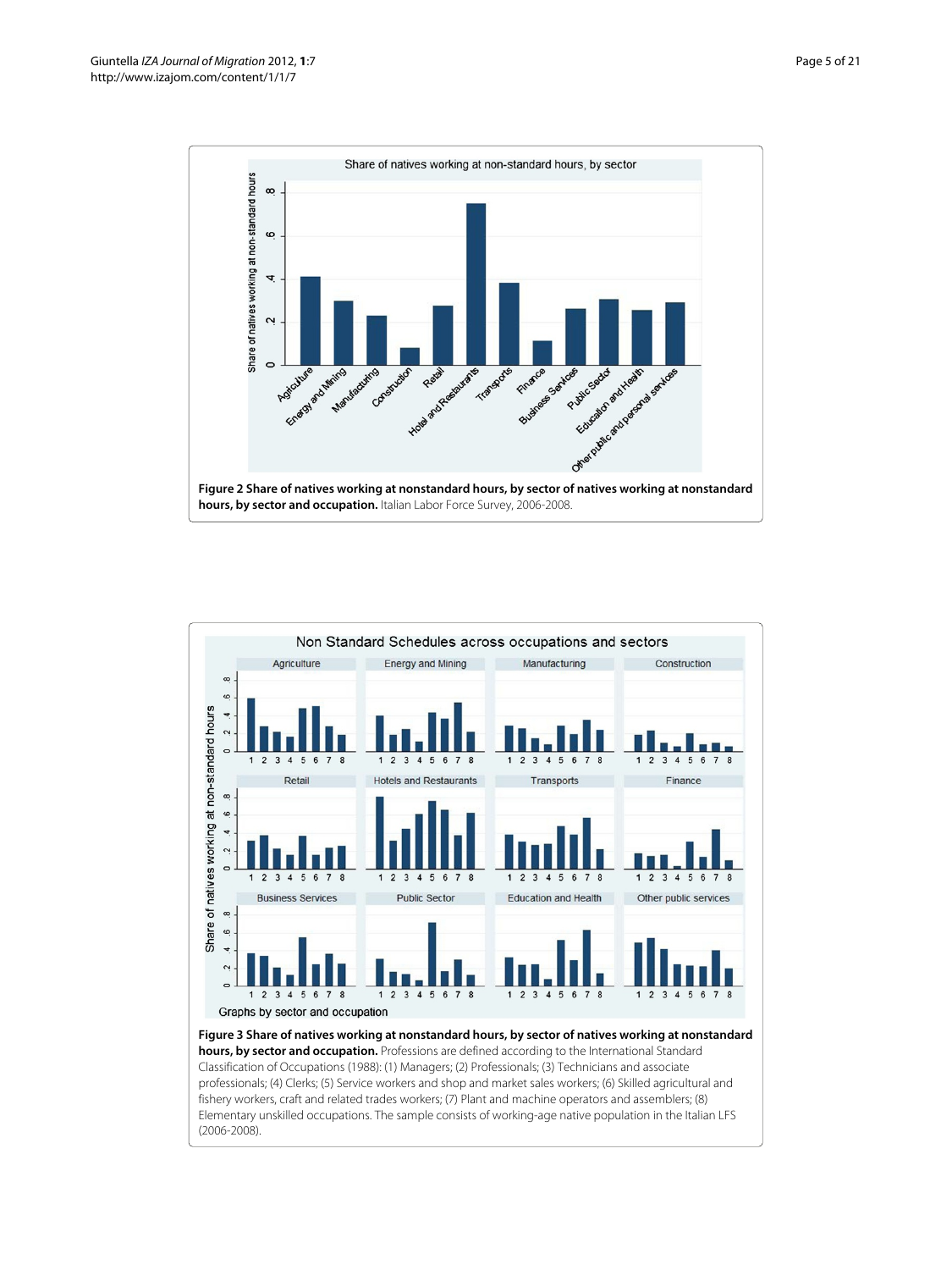**Figure 2 Share of natives working at nonstandard hours, by sector of natives working at nonstandard hours, by sector and occupation.** Italian Labor Force Survey, 2006-2008.

**Figure 3 Share of natives working at nonstandard hours, by sector of natives working at nonstandard hours, by sector and occupation.** Professions are defined according to the International Standard Classification of Occupations (1988): (1) Managers; (2) Professionals; (3) Technicians and associate professionals; (4) Clerks; (5) Service workers and shop and market sales workers; (6) Skilled agricultural and fishery workers, craft and related trades workers; (7) Plant and machine operators and assemblers; (8) Elementary unskilled occupations. The sample consists of working-age native population in the Italian LFS (2006-2008).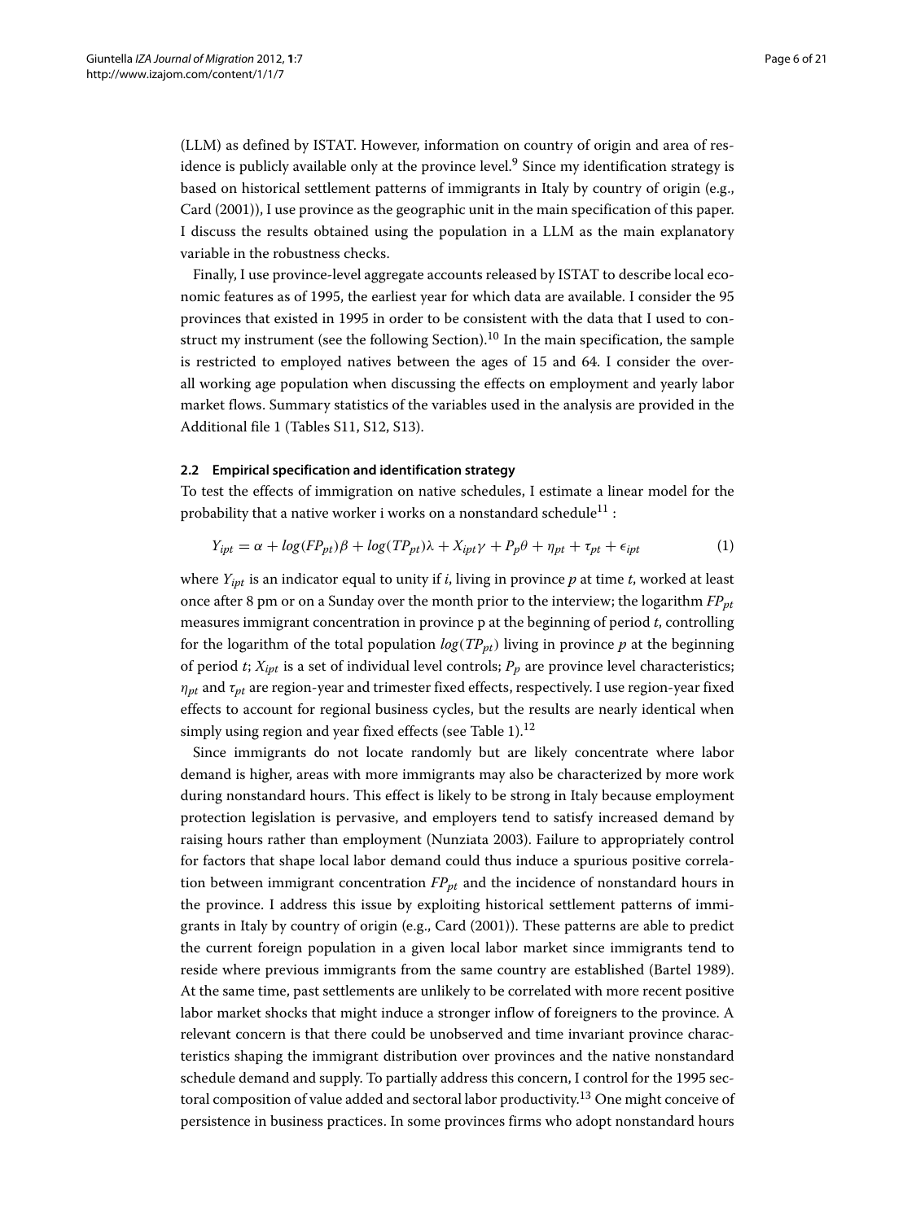(LLM) as defined by ISTAT. However, information on country of origin and area of residence is publicly available only at the province level.[9] Since my identification strategy is based on historical settlement patterns of immigrants in Italy by country of origin (e.g., Card (2001)), I use province as the geographic unit in the main specification of this paper. I discuss the results obtained using the population in a LLM as the main explanatory variable in the robustness checks.

Finally, I use province-level aggregate accounts released by ISTAT to describe local economic features as of 1995, the earliest year for which data are available. I consider the 95 provinces that existed in 1995 in order to be consistent with the data that I used to construct my instrument (see the following Section).[10] In the main specification, the sample is restricted to employed natives between the ages of 15 and 64. I consider the overall working age population when discussing the effects on employment and yearly labor market flows. Summary statistics of the variables used in the analysis are provided in the Additional file 1 (Tables S11, S12, S13).

### 2.2 Empirical specification and identification strategy

To test the effects of immigration on native schedules, I estimate a linear model for the probability that a native worker i works on a nonstandard schedule[11] :

$$Y_{ipt} = \alpha + log(FP_{pt})\beta + log(TP_{pt})\lambda + X_{ipt}\gamma + P_p\theta + \eta_{pt} + \tau_{pt} + \epsilon_{ipt} \tag{1}$$

where $Y_{ipt}$ is an indicator equal to unity if *i*, living in province *p* at time *t*, worked at least once after 8 pm or on a Sunday over the month prior to the interview; the logarithm $FP_{pt}$ measures immigrant concentration in province p at the beginning of period *t*, controlling for the logarithm of the total population $log(TP_{pt})$ living in province *p* at the beginning of period *t*; $X_{ipt}$ is a set of individual level controls; $P_p$ are province level characteristics; $\eta_{pt}$ and $\tau_{pt}$ are region-year and trimester fixed effects, respectively. I use region-year fixed effects to account for regional business cycles, but the results are nearly identical when simply using region and year fixed effects (see Table 1).[12]

Since immigrants do not locate randomly but are likely concentrate where labor demand is higher, areas with more immigrants may also be characterized by more work during nonstandard hours. This effect is likely to be strong in Italy because employment protection legislation is pervasive, and employers tend to satisfy increased demand by raising hours rather than employment (Nunziata 2003). Failure to appropriately control for factors that shape local labor demand could thus induce a spurious positive correlation between immigrant concentration $FP_{pt}$ and the incidence of nonstandard hours in the province. I address this issue by exploiting historical settlement patterns of immigrants in Italy by country of origin (e.g., Card (2001)). These patterns are able to predict the current foreign population in a given local labor market since immigrants tend to reside where previous immigrants from the same country are established (Bartel 1989). At the same time, past settlements are unlikely to be correlated with more recent positive labor market shocks that might induce a stronger inflow of foreigners to the province. A relevant concern is that there could be unobserved and time invariant province characteristics shaping the immigrant distribution over provinces and the native nonstandard schedule demand and supply. To partially address this concern, I control for the 1995 sectoral composition of value added and sectoral labor productivity.[13] One might conceive of persistence in business practices. In some provinces firms who adopt nonstandard hours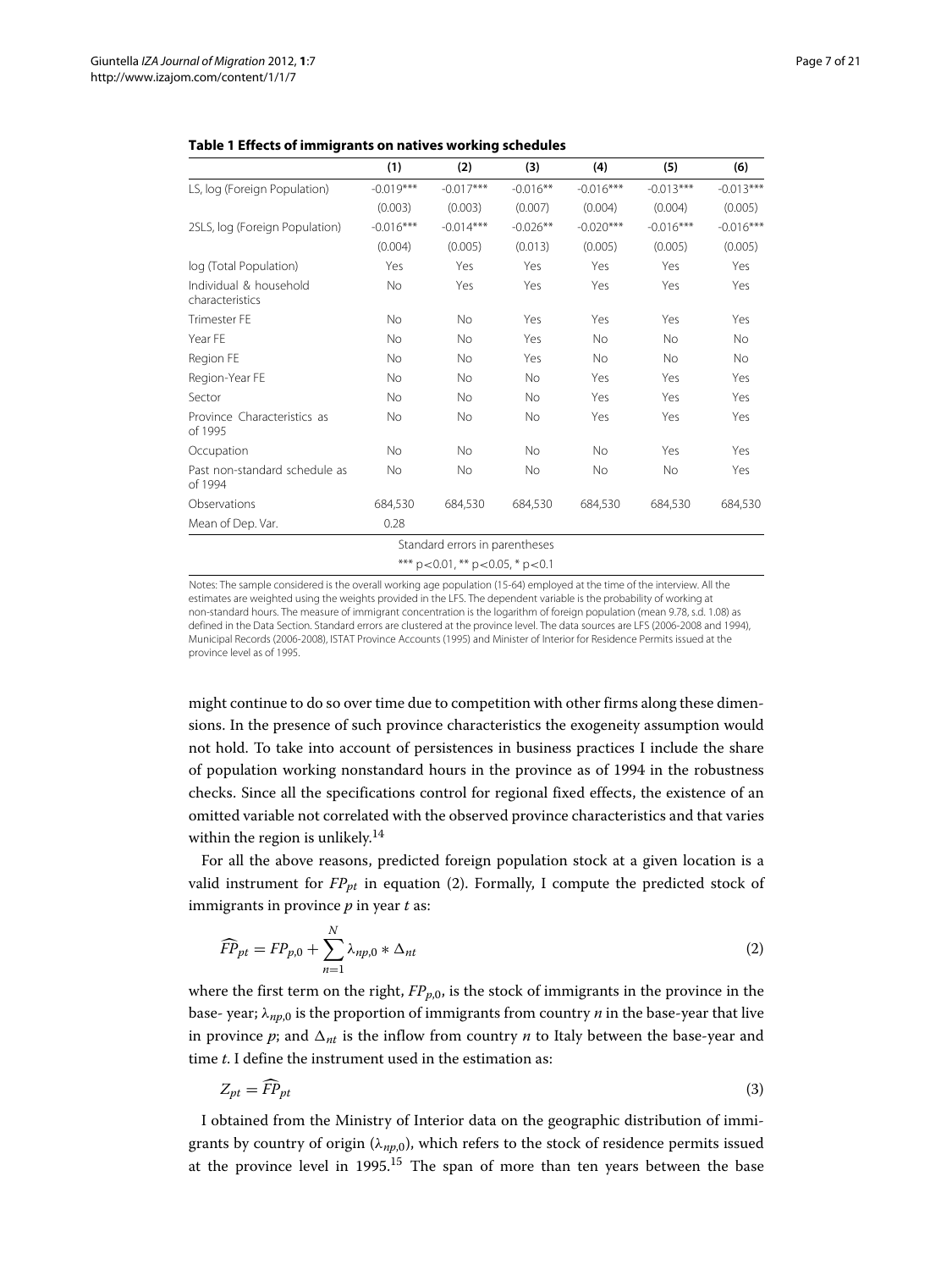**Table 1 Effects of immigrants on natives working schedules**

| | (1) | (2) | (3) | (4) | (5) | (6) |
|---|---|---|---|---|---|---|
| LS, log (Foreign Population) | -0.019*** | -0.017*** | -0.016** | -0.016*** | -0.013*** | -0.013*** |
| | (0.003) | (0.003) | (0.007) | (0.004) | (0.004) | (0.005) |
| 2SLS, log (Foreign Population) | -0.016*** | -0.014*** | -0.026** | -0.020*** | -0.016*** | -0.016*** |
| | (0.004) | (0.005) | (0.013) | (0.005) | (0.005) | (0.005) |
| log (Total Population) | Yes | Yes | Yes | Yes | Yes | Yes |
| Individual & household characteristics | No | Yes | Yes | Yes | Yes | Yes |
| Trimester FE | No | No | Yes | Yes | Yes | Yes |
| Year FE | No | No | Yes | No | No | No |
| Region FE | No | No | Yes | No | No | No |
| Region-Year FE | No | No | No | Yes | Yes | Yes |
| Sector | No | No | No | Yes | Yes | Yes |
| Province Characteristics as of 1995 | No | No | No | Yes | Yes | Yes |
| Occupation | No | No | No | No | Yes | Yes |
| Past non-standard schedule as of 1994 | No | No | No | No | No | Yes |
| Observations | 684,530 | 684,530 | 684,530 | 684,530 | 684,530 | 684,530 |
| Mean of Dep. Var. | 0.28 | | | | | |

Standard errors in parentheses

*** p<0.01, ** p<0.05, * p<0.1

Notes: The sample considered is the overall working age population (15-64) employed at the time of the interview. All the estimates are weighted using the weights provided in the LFS. The dependent variable is the probability of working at non-standard hours. The measure of immigrant concentration is the logarithm of foreign population (mean 9.78, s.d. 1.08) as defined in the Data Section. Standard errors are clustered at the province level. The data sources are LFS (2006-2008 and 1994), Municipal Records (2006-2008), ISTAT Province Accounts (1995) and Minister of Interior for Residence Permits issued at the province level as of 1995.

might continue to do so over time due to competition with other firms along these dimensions. In the presence of such province characteristics the exogeneity assumption would not hold. To take into account of persistences in business practices I include the share of population working nonstandard hours in the province as of 1994 in the robustness checks. Since all the specifications control for regional fixed effects, the existence of an omitted variable not correlated with the observed province characteristics and that varies within the region is unlikely.[14]

For all the above reasons, predicted foreign population stock at a given location is a valid instrument for $FP_{pt}$ in equation (2). Formally, I compute the predicted stock of immigrants in province $p$ in year $t$ as:

$$\widehat{FP}_{pt} = FP_{p,0} + \sum_{n=1}^{N} \lambda_{np,0} * \Delta_{nt} \tag{2}$$

where the first term on the right, $FP_{p,0}$, is the stock of immigrants in the province in the base- year; $\lambda_{np,0}$ is the proportion of immigrants from country $n$ in the base-year that live in province $p$; and $\Delta_{nt}$ is the inflow from country $n$ to Italy between the base-year and time $t$. I define the instrument used in the estimation as:

$$Z_{pt} = \widehat{FP}_{pt} \tag{3}$$

I obtained from the Ministry of Interior data on the geographic distribution of immigrants by country of origin ($\lambda_{np,0}$), which refers to the stock of residence permits issued at the province level in 1995.[15] The span of more than ten years between the base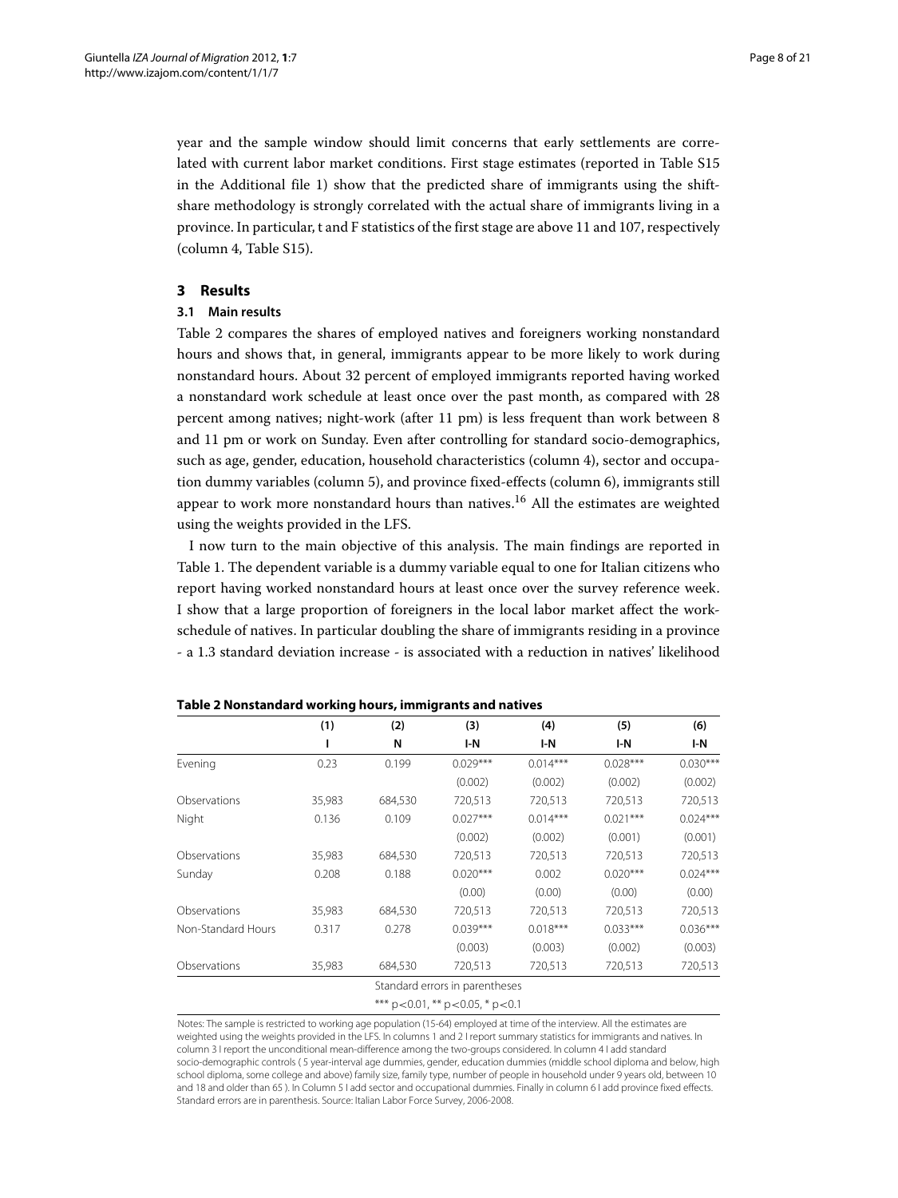year and the sample window should limit concerns that early settlements are correlated with current labor market conditions. First stage estimates (reported in Table S15 in the Additional file 1) show that the predicted share of immigrants using the shift-share methodology is strongly correlated with the actual share of immigrants living in a province. In particular, t and F statistics of the first stage are above 11 and 107, respectively (column 4, Table S15).

## 3 Results

### 3.1 Main results

Table 2 compares the shares of employed natives and foreigners working nonstandard hours and shows that, in general, immigrants appear to be more likely to work during nonstandard hours. About 32 percent of employed immigrants reported having worked a nonstandard work schedule at least once over the past month, as compared with 28 percent among natives; night-work (after 11 pm) is less frequent than work between 8 and 11 pm or work on Sunday. Even after controlling for standard socio-demographics, such as age, gender, education, household characteristics (column 4), sector and occupation dummy variables (column 5), and province fixed-effects (column 6), immigrants still appear to work more nonstandard hours than natives.[16] All the estimates are weighted using the weights provided in the LFS.

I now turn to the main objective of this analysis. The main findings are reported in Table 1. The dependent variable is a dummy variable equal to one for Italian citizens who report having worked nonstandard hours at least once over the survey reference week. I show that a large proportion of foreigners in the local labor market affect the work-schedule of natives. In particular doubling the share of immigrants residing in a province - a 1.3 standard deviation increase - is associated with a reduction in natives' likelihood

**Table 2 Nonstandard working hours, immigrants and natives**

| | (1) | (2) | (3) | (4) | (5) | (6) |
|---|---|---|---|---|---|---|
| | I | N | I-N | I-N | I-N | I-N |
| Evening | 0.23 | 0.199 | 0.029*** | 0.014*** | 0.028*** | 0.030*** |
| | | | (0.002) | (0.002) | (0.002) | (0.002) |
| Observations | 35,983 | 684,530 | 720,513 | 720,513 | 720,513 | 720,513 |
| Night | 0.136 | 0.109 | 0.027*** | 0.014*** | 0.021*** | 0.024*** |
| | | | (0.002) | (0.002) | (0.001) | (0.001) |
| Observations | 35,983 | 684,530 | 720,513 | 720,513 | 720,513 | 720,513 |
| Sunday | 0.208 | 0.188 | 0.020*** | 0.002 | 0.020*** | 0.024*** |
| | | | (0.00) | (0.00) | (0.00) | (0.00) |
| Observations | 35,983 | 684,530 | 720,513 | 720,513 | 720,513 | 720,513 |
| Non-Standard Hours | 0.317 | 0.278 | 0.039*** | 0.018*** | 0.033*** | 0.036*** |
| | | | (0.003) | (0.003) | (0.002) | (0.003) |
| Observations | 35,983 | 684,530 | 720,513 | 720,513 | 720,513 | 720,513 |

Standard errors in parentheses

*** $p<0.01$, ** $p<0.05$, * $p<0.1$

Notes: The sample is restricted to working age population (15-64) employed at time of the interview. All the estimates are weighted using the weights provided in the LFS. In columns 1 and 2 I report summary statistics for immigrants and natives. In column 3 I report the unconditional mean-difference among the two-groups considered. In column 4 I add standard socio-demographic controls ( 5 year-interval age dummies, gender, education dummies (middle school diploma and below, high school diploma, some college and above) family size, family type, number of people in household under 9 years old, between 10 and 18 and older than 65 ). In Column 5 I add sector and occupational dummies. Finally in column 6 I add province fixed effects. Standard errors are in parenthesis. Source: Italian Labor Force Survey, 2006-2008.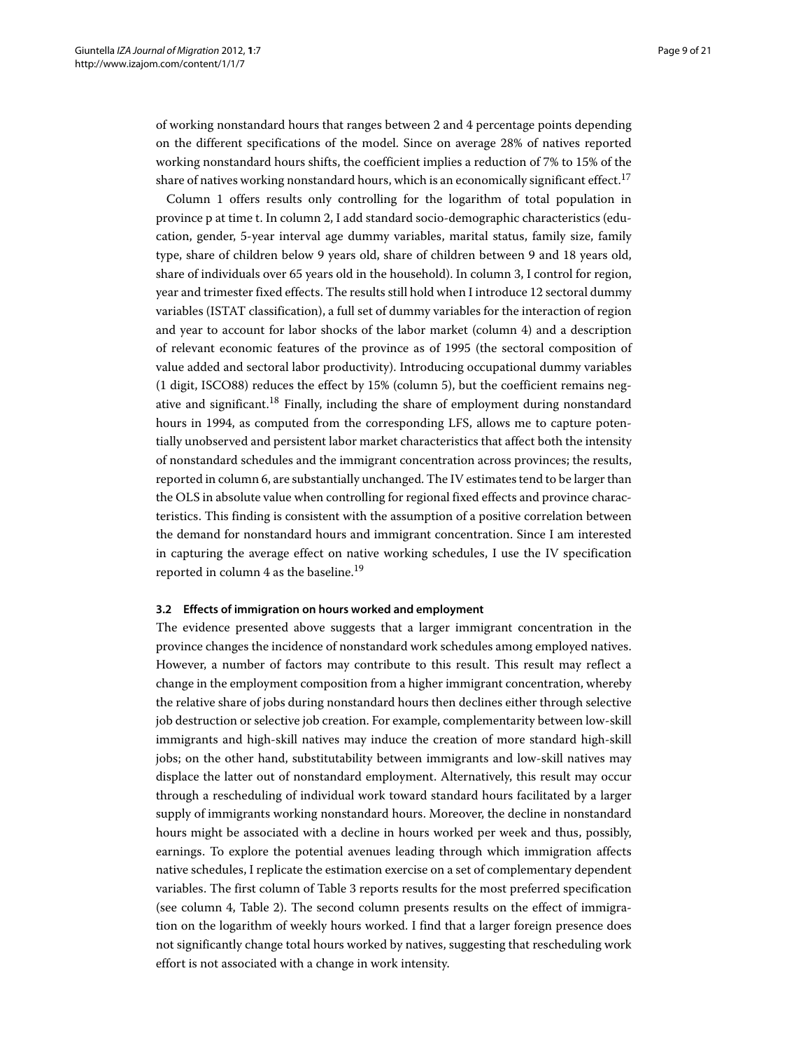of working nonstandard hours that ranges between 2 and 4 percentage points depending on the different specifications of the model. Since on average 28% of natives reported working nonstandard hours shifts, the coefficient implies a reduction of 7% to 15% of the share of natives working nonstandard hours, which is an economically significant effect.[17]

Column 1 offers results only controlling for the logarithm of total population in province p at time t. In column 2, I add standard socio-demographic characteristics (education, gender, 5-year interval age dummy variables, marital status, family size, family type, share of children below 9 years old, share of children between 9 and 18 years old, share of individuals over 65 years old in the household). In column 3, I control for region, year and trimester fixed effects. The results still hold when I introduce 12 sectoral dummy variables (ISTAT classification), a full set of dummy variables for the interaction of region and year to account for labor shocks of the labor market (column 4) and a description of relevant economic features of the province as of 1995 (the sectoral composition of value added and sectoral labor productivity). Introducing occupational dummy variables (1 digit, ISCO88) reduces the effect by 15% (column 5), but the coefficient remains negative and significant.[18] Finally, including the share of employment during nonstandard hours in 1994, as computed from the corresponding LFS, allows me to capture potentially unobserved and persistent labor market characteristics that affect both the intensity of nonstandard schedules and the immigrant concentration across provinces; the results, reported in column 6, are substantially unchanged. The IV estimates tend to be larger than the OLS in absolute value when controlling for regional fixed effects and province characteristics. This finding is consistent with the assumption of a positive correlation between the demand for nonstandard hours and immigrant concentration. Since I am interested in capturing the average effect on native working schedules, I use the IV specification reported in column 4 as the baseline.[19]

### 3.2 Effects of immigration on hours worked and employment

The evidence presented above suggests that a larger immigrant concentration in the province changes the incidence of nonstandard work schedules among employed natives. However, a number of factors may contribute to this result. This result may reflect a change in the employment composition from a higher immigrant concentration, whereby the relative share of jobs during nonstandard hours then declines either through selective job destruction or selective job creation. For example, complementarity between low-skill immigrants and high-skill natives may induce the creation of more standard high-skill jobs; on the other hand, substitutability between immigrants and low-skill natives may displace the latter out of nonstandard employment. Alternatively, this result may occur through a rescheduling of individual work toward standard hours facilitated by a larger supply of immigrants working nonstandard hours. Moreover, the decline in nonstandard hours might be associated with a decline in hours worked per week and thus, possibly, earnings. To explore the potential avenues leading through which immigration affects native schedules, I replicate the estimation exercise on a set of complementary dependent variables. The first column of Table 3 reports results for the most preferred specification (see column 4, Table 2). The second column presents results on the effect of immigration on the logarithm of weekly hours worked. I find that a larger foreign presence does not significantly change total hours worked by natives, suggesting that rescheduling work effort is not associated with a change in work intensity.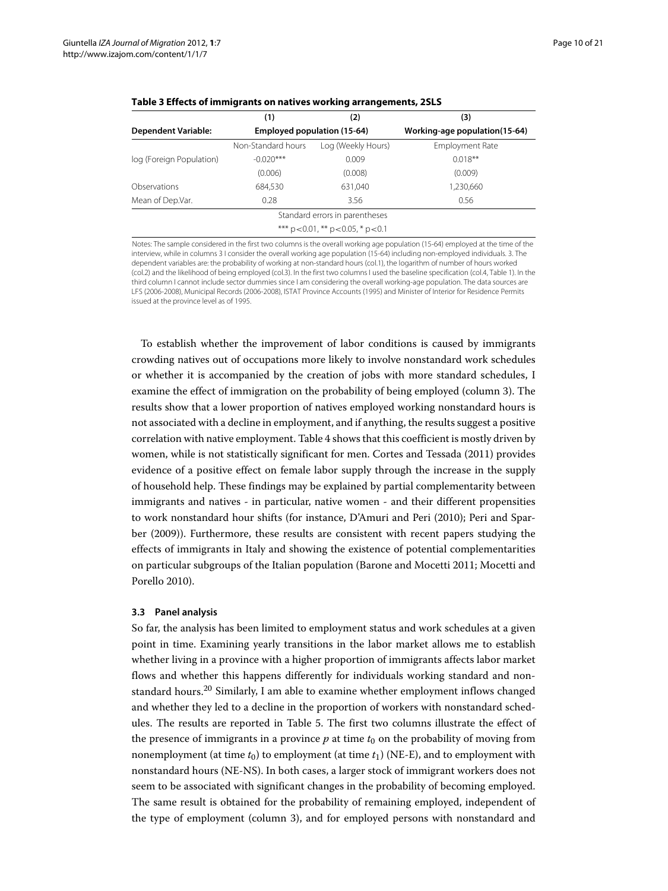**Table 3 Effects of immigrants on natives working arrangements, 2SLS**

| | (1) | (2) | (3) |
|---|---|---|---|
| **Dependent Variable:** | **Employed population (15-64)** | | **Working-age population(15-64)** |
| | Non-Standard hours | Log (Weekly Hours) | Employment Rate |
| log (Foreign Population) | -0.020*** | 0.009 | 0.018** |
| | (0.006) | (0.008) | (0.009) |
| Observations | 684,530 | 631,040 | 1,230,660 |
| Mean of Dep.Var. | 0.28 | 3.56 | 0.56 |

Standard errors in parentheses

*** p<0.01, ** p<0.05, * p<0.1

Notes: The sample considered in the first two columns is the overall working age population (15-64) employed at the time of the interview, while in columns 3 I consider the overall working age population (15-64) including non-employed individuals. 3. The dependent variables are: the probability of working at non-standard hours (col.1), the logarithm of number of hours worked (col.2) and the likelihood of being employed (col.3). In the first two columns I used the baseline specification (col.4, Table 1). In the third column I cannot include sector dummies since I am considering the overall working-age population. The data sources are LFS (2006-2008), Municipal Records (2006-2008), ISTAT Province Accounts (1995) and Minister of Interior for Residence Permits issued at the province level as of 1995.

To establish whether the improvement of labor conditions is caused by immigrants crowding natives out of occupations more likely to involve nonstandard work schedules or whether it is accompanied by the creation of jobs with more standard schedules, I examine the effect of immigration on the probability of being employed (column 3). The results show that a lower proportion of natives employed working nonstandard hours is not associated with a decline in employment, and if anything, the results suggest a positive correlation with native employment. Table 4 shows that this coefficient is mostly driven by women, while is not statistically significant for men. Cortes and Tessada (2011) provides evidence of a positive effect on female labor supply through the increase in the supply of household help. These findings may be explained by partial complementarity between immigrants and natives - in particular, native women - and their different propensities to work nonstandard hour shifts (for instance, D'Amuri and Peri (2010); Peri and Sparber (2009)). Furthermore, these results are consistent with recent papers studying the effects of immigrants in Italy and showing the existence of potential complementarities on particular subgroups of the Italian population (Barone and Mocetti 2011; Mocetti and Porello 2010).

### 3.3 Panel analysis

So far, the analysis has been limited to employment status and work schedules at a given point in time. Examining yearly transitions in the labor market allows me to establish whether living in a province with a higher proportion of immigrants affects labor market flows and whether this happens differently for individuals working standard and nonstandard hours.[20] Similarly, I am able to examine whether employment inflows changed and whether they led to a decline in the proportion of workers with nonstandard schedules. The results are reported in Table 5. The first two columns illustrate the effect of the presence of immigrants in a province $p$ at time $t_0$ on the probability of moving from nonemployment (at time $t_0$) to employment (at time $t_1$) (NE-E), and to employment with nonstandard hours (NE-NS). In both cases, a larger stock of immigrant workers does not seem to be associated with significant changes in the probability of becoming employed. The same result is obtained for the probability of remaining employed, independent of the type of employment (column 3), and for employed persons with nonstandard and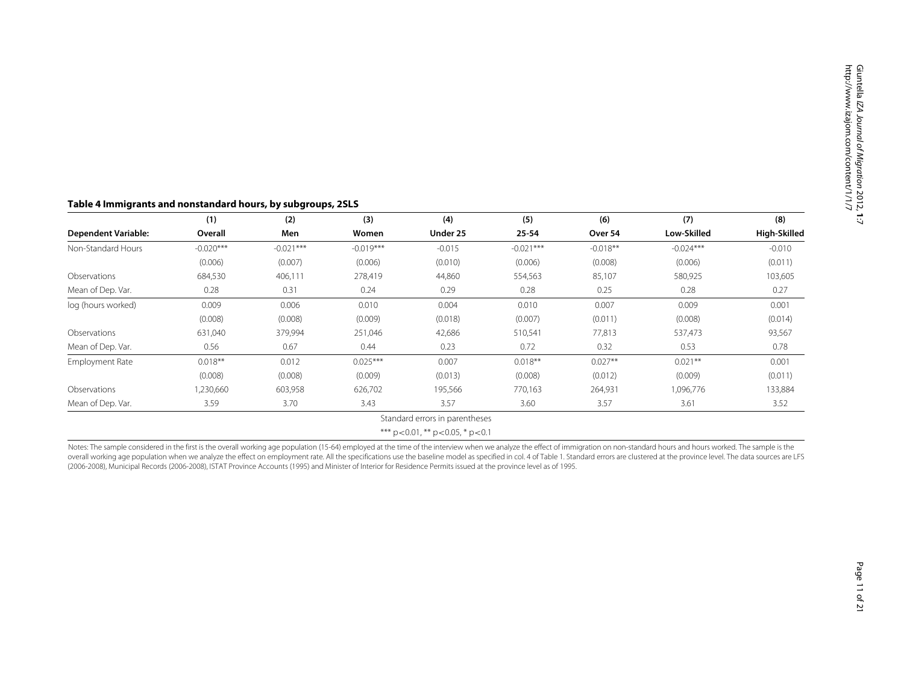**Table 4 Immigrants and nonstandard hours, by subgroups, 2SLS**

| | (1) | (2) | (3) | (4) | (5) | (6) | (7) | (8) |
|---|---|---|---|---|---|---|---|---|
| **Dependent Variable:** | **Overall** | **Men** | **Women** | **Under 25** | **25-54** | **Over 54** | **Low-Skilled** | **High-Skilled** |
| Non-Standard Hours | -0.020*** | -0.021*** | -0.019*** | -0.015 | -0.021*** | -0.018** | -0.024*** | -0.010 |
| | (0.006) | (0.007) | (0.006) | (0.010) | (0.006) | (0.008) | (0.006) | (0.011) |
| Observations | 684,530 | 406,111 | 278,419 | 44,860 | 554,563 | 85,107 | 580,925 | 103,605 |
| Mean of Dep. Var. | 0.28 | 0.31 | 0.24 | 0.29 | 0.28 | 0.25 | 0.28 | 0.27 |
| log (hours worked) | 0.009 | 0.006 | 0.010 | 0.004 | 0.010 | 0.007 | 0.009 | 0.001 |
| | (0.008) | (0.008) | (0.009) | (0.018) | (0.007) | (0.011) | (0.008) | (0.014) |
| Observations | 631,040 | 379,994 | 251,046 | 42,686 | 510,541 | 77,813 | 537,473 | 93,567 |
| Mean of Dep. Var. | 0.56 | 0.67 | 0.44 | 0.23 | 0.72 | 0.32 | 0.53 | 0.78 |
| Employment Rate | 0.018** | 0.012 | 0.025*** | 0.007 | 0.018** | 0.027** | 0.021** | 0.001 |
| | (0.008) | (0.008) | (0.009) | (0.013) | (0.008) | (0.012) | (0.009) | (0.011) |
| Observations | 1,230,660 | 603,958 | 626,702 | 195,566 | 770,163 | 264,931 | 1,096,776 | 133,884 |
| Mean of Dep. Var. | 3.59 | 3.70 | 3.43 | 3.57 | 3.60 | 3.57 | 3.61 | 3.52 |

Standard errors in parentheses

*** $p<0.01$, ** $p<0.05$, * $p<0.1$

Notes: The sample considered in the first is the overall working age population (15-64) employed at the time of the interview when we analyze the effect of immigration on non-standard hours and hours worked. The sample is the overall working age population when we analyze the effect on employment rate. All the specifications use the baseline model as specified in col. 4 of Table 1. Standard errors are clustered at the province level. The data sources are LFS (2006-2008), Municipal Records (2006-2008), ISTAT Province Accounts (1995) and Minister of Interior for Residence Permits issued at the province level as of 1995.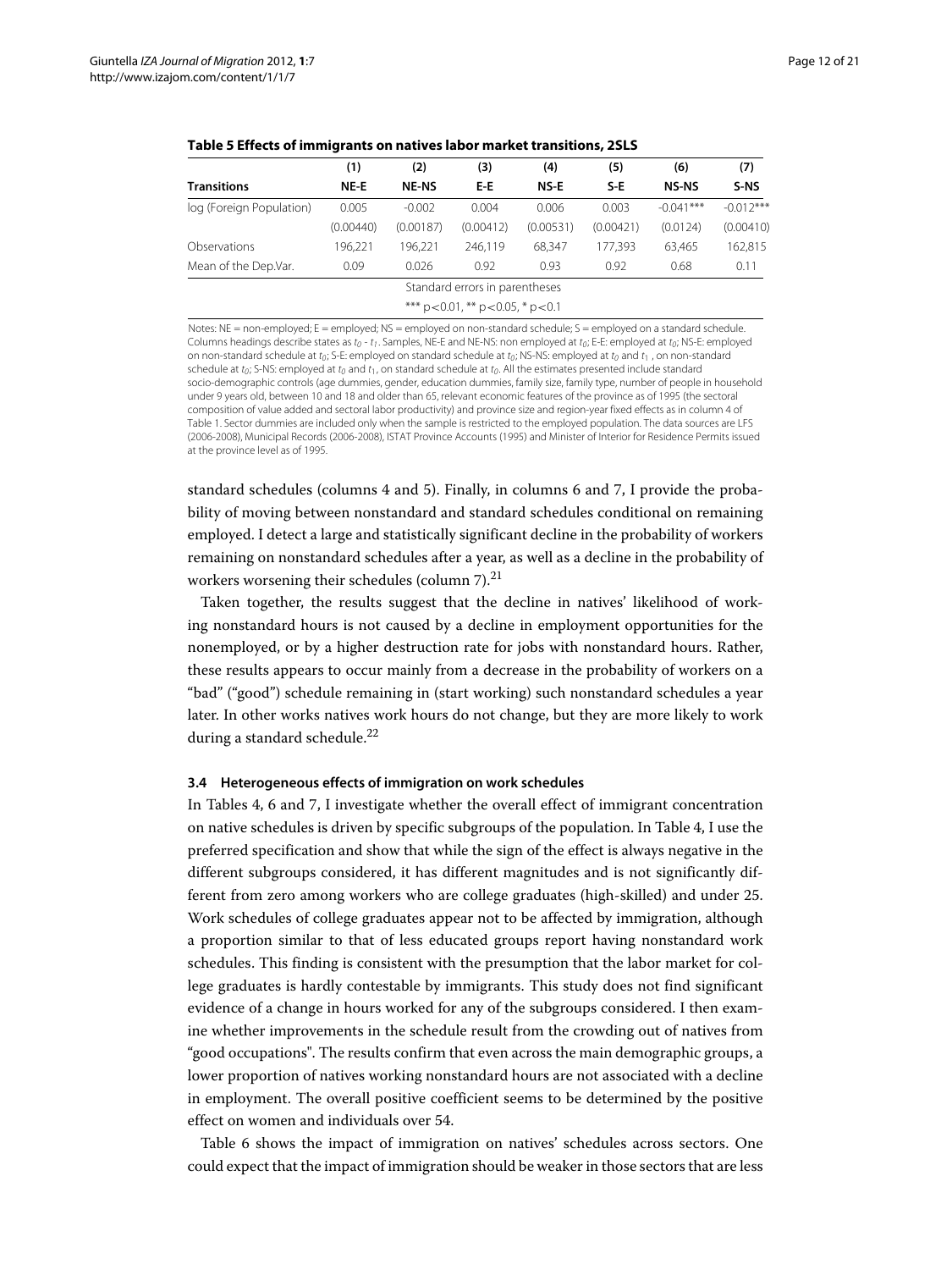**Table 5 Effects of immigrants on natives labor market transitions, 2SLS**

| | (1) | (2) | (3) | (4) | (5) | (6) | (7) |
|---|---|---|---|---|---|---|---|
| **Transitions** | **NE-E** | **NE-NS** | **E-E** | **NS-E** | **S-E** | **NS-NS** | **S-NS** |
| log (Foreign Population) | 0.005 | -0.002 | 0.004 | 0.006 | 0.003 | -0.041*** | -0.012*** |
| | (0.00440) | (0.00187) | (0.00412) | (0.00531) | (0.00421) | (0.0124) | (0.00410) |
| Observations | 196,221 | 196,221 | 246,119 | 68,347 | 177,393 | 63,465 | 162,815 |
| Mean of the Dep.Var. | 0.09 | 0.026 | 0.92 | 0.93 | 0.92 | 0.68 | 0.11 |

Standard errors in parentheses

*** $p<0.01$, ** $p<0.05$, * $p<0.1$

Notes: NE = non-employed; E = employed; NS = employed on non-standard schedule; S = employed on a standard schedule. Columns headings describe states as $t_0$ - $t_1$. Samples, NE-E and NE-NS: non employed at $t_0$; E-E: employed at $t_0$; NS-E: employed on non-standard schedule at $t_0$; S-E: employed on standard schedule at $t_0$; NS-NS: employed at $t_0$ and $t_1$, on non-standard schedule at $t_0$; S-NS: employed at $t_0$ and $t_1$, on standard schedule at $t_0$. All the estimates presented include standard socio-demographic controls (age dummies, gender, education dummies, family size, family type, number of people in household under 9 years old, between 10 and 18 and older than 65, relevant economic features of the province as of 1995 (the sectoral composition of value added and sectoral labor productivity) and province size and region-year fixed effects as in column 4 of Table 1. Sector dummies are included only when the sample is restricted to the employed population. The data sources are LFS (2006-2008), Municipal Records (2006-2008), ISTAT Province Accounts (1995) and Minister of Interior for Residence Permits issued at the province level as of 1995.

standard schedules (columns 4 and 5). Finally, in columns 6 and 7, I provide the probability of moving between nonstandard and standard schedules conditional on remaining employed. I detect a large and statistically significant decline in the probability of workers remaining on nonstandard schedules after a year, as well as a decline in the probability of workers worsening their schedules (column 7).[21]

Taken together, the results suggest that the decline in natives' likelihood of working nonstandard hours is not caused by a decline in employment opportunities for the nonemployed, or by a higher destruction rate for jobs with nonstandard hours. Rather, these results appears to occur mainly from a decrease in the probability of workers on a "bad" ("good") schedule remaining in (start working) such nonstandard schedules a year later. In other works natives work hours do not change, but they are more likely to work during a standard schedule.[22]

### 3.4 Heterogeneous effects of immigration on work schedules

In Tables 4, 6 and 7, I investigate whether the overall effect of immigrant concentration on native schedules is driven by specific subgroups of the population. In Table 4, I use the preferred specification and show that while the sign of the effect is always negative in the different subgroups considered, it has different magnitudes and is not significantly different from zero among workers who are college graduates (high-skilled) and under 25. Work schedules of college graduates appear not to be affected by immigration, although a proportion similar to that of less educated groups report having nonstandard work schedules. This finding is consistent with the presumption that the labor market for college graduates is hardly contestable by immigrants. This study does not find significant evidence of a change in hours worked for any of the subgroups considered. I then examine whether improvements in the schedule result from the crowding out of natives from "good occupations". The results confirm that even across the main demographic groups, a lower proportion of natives working nonstandard hours are not associated with a decline in employment. The overall positive coefficient seems to be determined by the positive effect on women and individuals over 54.

Table 6 shows the impact of immigration on natives' schedules across sectors. One could expect that the impact of immigration should be weaker in those sectors that are less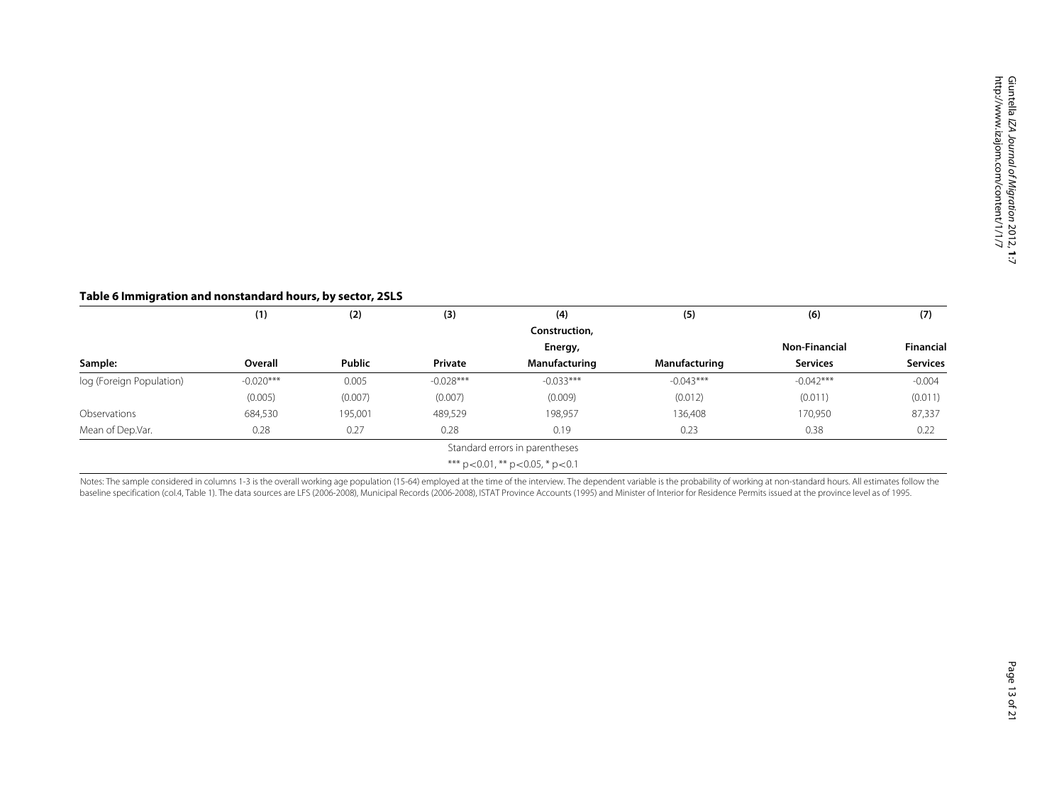**Table 6 Immigration and nonstandard hours, by sector, 2SLS**

| | (1) | (2) | (3) | (4) | (5) | (6) | (7) |
|---|---|---|---|---|---|---|---|
| Sample: | Overall | Public | Private | Construction, Energy, Manufacturing | Manufacturing | Non-Financial Services | Financial Services |
| log (Foreign Population) | -0.020*** | 0.005 | -0.028*** | -0.033*** | -0.043*** | -0.042*** | -0.004 |
| | (0.005) | (0.007) | (0.007) | (0.009) | (0.012) | (0.011) | (0.011) |
| Observations | 684,530 | 195,001 | 489,529 | 198,957 | 136,408 | 170,950 | 87,337 |
| Mean of Dep.Var. | 0.28 | 0.27 | 0.28 | 0.19 | 0.23 | 0.38 | 0.22 |

Standard errors in parentheses

*** $p<0.01$, ** $p<0.05$, * $p<0.1$

Notes: The sample considered in columns 1-3 is the overall working age population (15-64) employed at the time of the interview. The dependent variable is the probability of working at non-standard hours. All estimates follow the baseline specification (col.4, Table 1). The data sources are LFS (2006-2008), Municipal Records (2006-2008), ISTAT Province Accounts (1995) and Minister of Interior for Residence Permits issued at the province level as of 1995.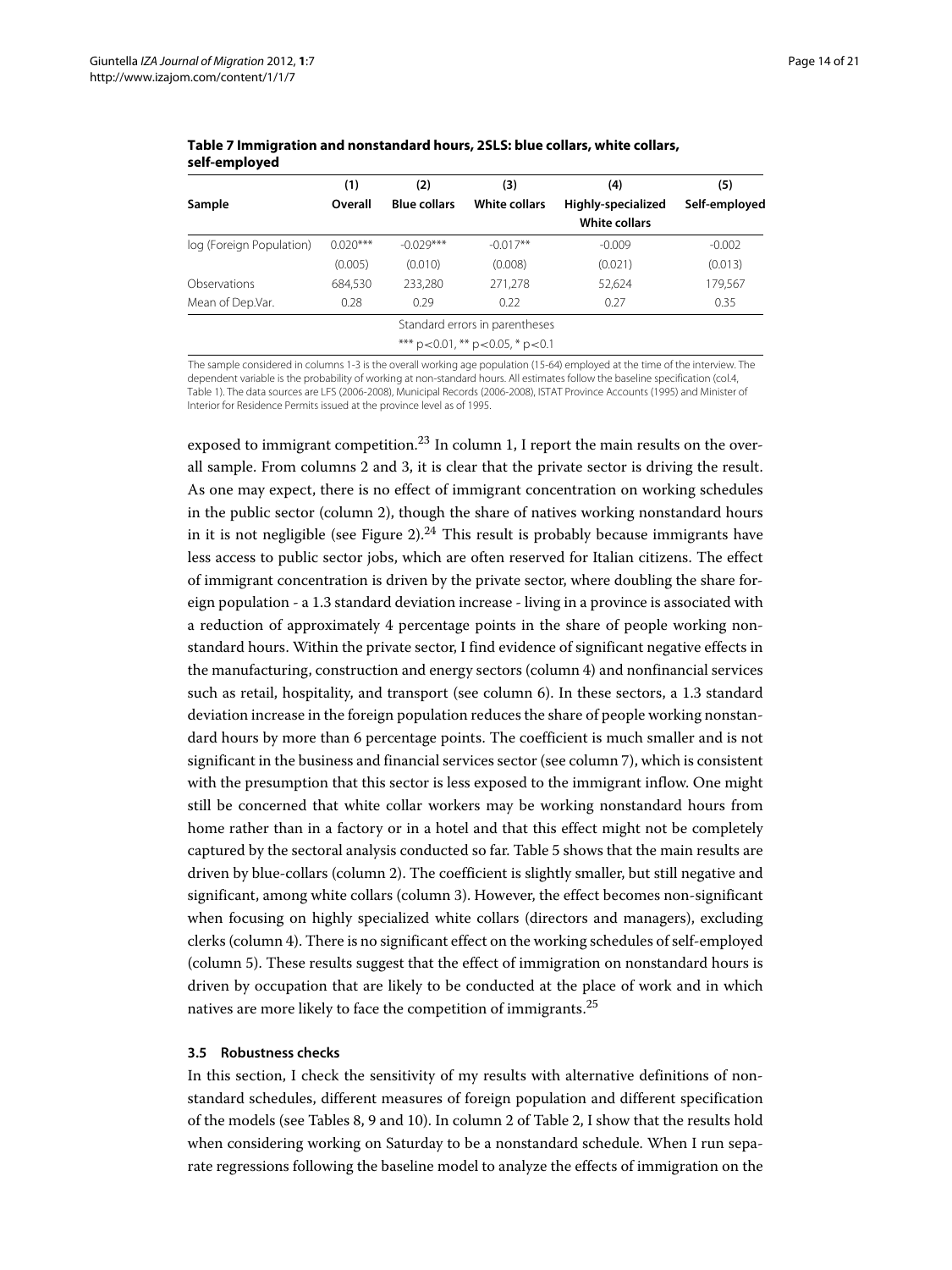**Table 7 Immigration and nonstandard hours, 2SLS: blue collars, white collars, self-employed**

| | (1) | (2) | (3) | (4) | (5) |
|---|---|---|---|---|---|
| Sample | Overall | Blue collars | White collars | Highly-specialized White collars | Self-employed |
| log (Foreign Population) | 0.020*** | -0.029*** | -0.017** | -0.009 | -0.002 |
| | (0.005) | (0.010) | (0.008) | (0.021) | (0.013) |
| Observations | 684,530 | 233,280 | 271,278 | 52,624 | 179,567 |
| Mean of Dep.Var. | 0.28 | 0.29 | 0.22 | 0.27 | 0.35 |

Standard errors in parentheses

*** $p<0.01$, ** $p<0.05$, * $p<0.1$

The sample considered in columns 1-3 is the overall working age population (15-64) employed at the time of the interview. The dependent variable is the probability of working at non-standard hours. All estimates follow the baseline specification (col.4, Table 1). The data sources are LFS (2006-2008), Municipal Records (2006-2008), ISTAT Province Accounts (1995) and Minister of Interior for Residence Permits issued at the province level as of 1995.

exposed to immigrant competition.[23] In column 1, I report the main results on the overall sample. From columns 2 and 3, it is clear that the private sector is driving the result. As one may expect, there is no effect of immigrant concentration on working schedules in the public sector (column 2), though the share of natives working nonstandard hours in it is not negligible (see Figure 2).[24] This result is probably because immigrants have less access to public sector jobs, which are often reserved for Italian citizens. The effect of immigrant concentration is driven by the private sector, where doubling the share foreign population - a 1.3 standard deviation increase - living in a province is associated with a reduction of approximately 4 percentage points in the share of people working nonstandard hours. Within the private sector, I find evidence of significant negative effects in the manufacturing, construction and energy sectors (column 4) and nonfinancial services such as retail, hospitality, and transport (see column 6). In these sectors, a 1.3 standard deviation increase in the foreign population reduces the share of people working nonstandard hours by more than 6 percentage points. The coefficient is much smaller and is not significant in the business and financial services sector (see column 7), which is consistent with the presumption that this sector is less exposed to the immigrant inflow. One might still be concerned that white collar workers may be working nonstandard hours from home rather than in a factory or in a hotel and that this effect might not be completely captured by the sectoral analysis conducted so far. Table 5 shows that the main results are driven by blue-collars (column 2). The coefficient is slightly smaller, but still negative and significant, among white collars (column 3). However, the effect becomes non-significant when focusing on highly specialized white collars (directors and managers), excluding clerks (column 4). There is no significant effect on the working schedules of self-employed (column 5). These results suggest that the effect of immigration on nonstandard hours is driven by occupation that are likely to be conducted at the place of work and in which natives are more likely to face the competition of immigrants.[25]

### 3.5 Robustness checks

In this section, I check the sensitivity of my results with alternative definitions of nonstandard schedules, different measures of foreign population and different specification of the models (see Tables 8, 9 and 10). In column 2 of Table 2, I show that the results hold when considering working on Saturday to be a nonstandard schedule. When I run separate regressions following the baseline model to analyze the effects of immigration on the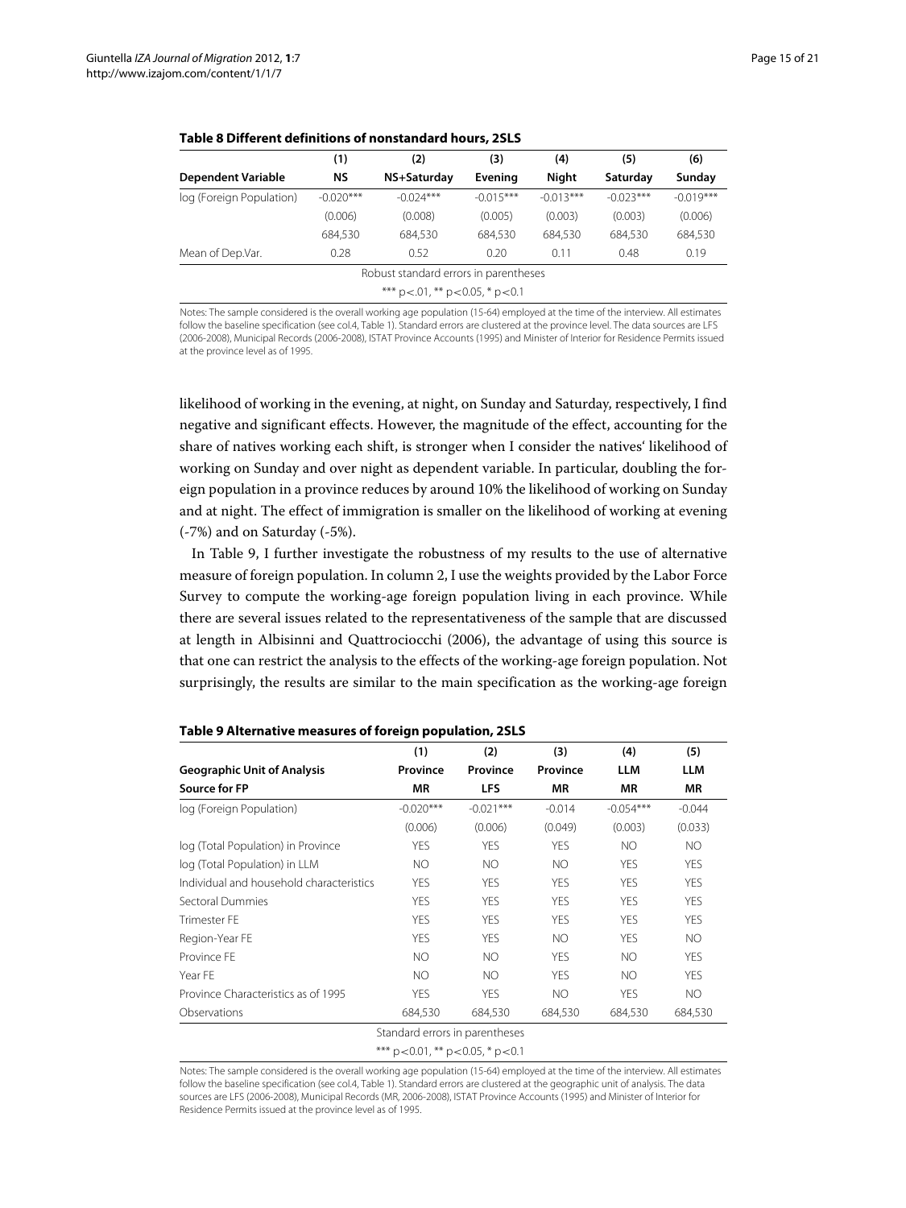**Table 8 Different definitions of nonstandard hours, 2SLS**

| | (1) | (2) | (3) | (4) | (5) | (6) |
|---|---|---|---|---|---|---|
| **Dependent Variable** | **NS** | **NS+Saturday** | **Evening** | **Night** | **Saturday** | **Sunday** |
| log (Foreign Population) | -0.020*** | -0.024*** | -0.015*** | -0.013*** | -0.023*** | -0.019*** |
| | (0.006) | (0.008) | (0.005) | (0.003) | (0.003) | (0.006) |
| | 684,530 | 684,530 | 684,530 | 684,530 | 684,530 | 684,530 |
| Mean of Dep.Var. | 0.28 | 0.52 | 0.20 | 0.11 | 0.48 | 0.19 |

Robust standard errors in parentheses

*** p<.01, ** p<0.05, * p<0.1

Notes: The sample considered is the overall working age population (15-64) employed at the time of the interview. All estimates follow the baseline specification (see col.4, Table 1). Standard errors are clustered at the province level. The data sources are LFS (2006-2008), Municipal Records (2006-2008), ISTAT Province Accounts (1995) and Minister of Interior for Residence Permits issued at the province level as of 1995.

likelihood of working in the evening, at night, on Sunday and Saturday, respectively, I find negative and significant effects. However, the magnitude of the effect, accounting for the share of natives working each shift, is stronger when I consider the natives' likelihood of working on Sunday and over night as dependent variable. In particular, doubling the foreign population in a province reduces by around 10% the likelihood of working on Sunday and at night. The effect of immigration is smaller on the likelihood of working at evening (-7%) and on Saturday (-5%).

In Table 9, I further investigate the robustness of my results to the use of alternative measure of foreign population. In column 2, I use the weights provided by the Labor Force Survey to compute the working-age foreign population living in each province. While there are several issues related to the representativeness of the sample that are discussed at length in Albisinni and Quattrociocchi (2006), the advantage of using this source is that one can restrict the analysis to the effects of the working-age foreign population. Not surprisingly, the results are similar to the main specification as the working-age foreign

**Table 9 Alternative measures of foreign population, 2SLS**

| | (1) | (2) | (3) | (4) | (5) |
|---|---|---|---|---|---|
| **Geographic Unit of Analysis** | **Province** | **Province** | **Province** | **LLM** | **LLM** |
| **Source for FP** | **MR** | **LFS** | **MR** | **MR** | **MR** |
| log (Foreign Population) | -0.020*** | -0.021*** | -0.014 | -0.054*** | -0.044 |
| | (0.006) | (0.006) | (0.049) | (0.003) | (0.033) |
| log (Total Population) in Province | YES | YES | YES | NO | NO |
| log (Total Population) in LLM | NO | NO | NO | YES | YES |
| Individual and household characteristics | YES | YES | YES | YES | YES |
| Sectoral Dummies | YES | YES | YES | YES | YES |
| Trimester FE | YES | YES | YES | YES | YES |
| Region-Year FE | YES | YES | NO | YES | NO |
| Province FE | NO | NO | YES | NO | YES |
| Year FE | NO | NO | YES | NO | YES |
| Province Characteristics as of 1995 | YES | YES | NO | YES | NO |
| Observations | 684,530 | 684,530 | 684,530 | 684,530 | 684,530 |

Standard errors in parentheses

*** p<0.01, ** p<0.05, * p<0.1

Notes: The sample considered is the overall working age population (15-64) employed at the time of the interview. All estimates follow the baseline specification (see col.4, Table 1). Standard errors are clustered at the geographic unit of analysis. The data sources are LFS (2006-2008), Municipal Records (MR, 2006-2008), ISTAT Province Accounts (1995) and Minister of Interior for Residence Permits issued at the province level as of 1995.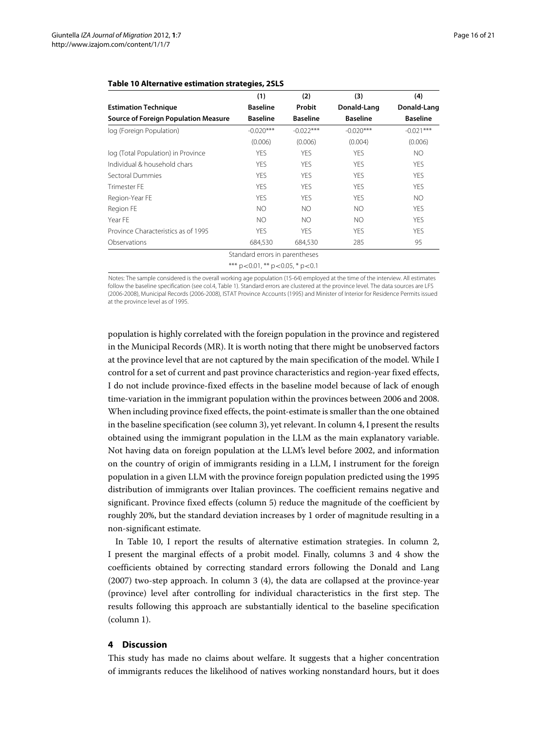**Table 10 Alternative estimation strategies, 2SLS**

| | (1) | (2) | (3) | (4) |
|---|---|---|---|---|
| **Estimation Technique** | **Baseline** | **Probit** | **Donald-Lang** | **Donald-Lang** |
| **Source of Foreign Population Measure** | **Baseline** | **Baseline** | **Baseline** | **Baseline** |
| log (Foreign Population) | -0.020*** | -0.022*** | -0.020*** | -0.021*** |
| | (0.006) | (0.006) | (0.004) | (0.006) |
| log (Total Population) in Province | YES | YES | YES | NO |
| Individual & household chars | YES | YES | YES | YES |
| Sectoral Dummies | YES | YES | YES | YES |
| Trimester FE | YES | YES | YES | YES |
| Region-Year FE | YES | YES | YES | NO |
| Region FE | NO | NO | NO | YES |
| Year FE | NO | NO | NO | YES |
| Province Characteristics as of 1995 | YES | YES | YES | YES |
| Observations | 684,530 | 684,530 | 285 | 95 |

Standard errors in parentheses

*** p<0.01, ** p<0.05, * p<0.1

Notes: The sample considered is the overall working age population (15-64) employed at the time of the interview. All estimates follow the baseline specification (see col.4, Table 1). Standard errors are clustered at the province level. The data sources are LFS (2006-2008), Municipal Records (2006-2008), ISTAT Province Accounts (1995) and Minister of Interior for Residence Permits issued at the province level as of 1995.

population is highly correlated with the foreign population in the province and registered in the Municipal Records (MR). It is worth noting that there might be unobserved factors at the province level that are not captured by the main specification of the model. While I control for a set of current and past province characteristics and region-year fixed effects, I do not include province-fixed effects in the baseline model because of lack of enough time-variation in the immigrant population within the provinces between 2006 and 2008. When including province fixed effects, the point-estimate is smaller than the one obtained in the baseline specification (see column 3), yet relevant. In column 4, I present the results obtained using the immigrant population in the LLM as the main explanatory variable. Not having data on foreign population at the LLM's level before 2002, and information on the country of origin of immigrants residing in a LLM, I instrument for the foreign population in a given LLM with the province foreign population predicted using the 1995 distribution of immigrants over Italian provinces. The coefficient remains negative and significant. Province fixed effects (column 5) reduce the magnitude of the coefficient by roughly 20%, but the standard deviation increases by 1 order of magnitude resulting in a non-significant estimate.

In Table 10, I report the results of alternative estimation strategies. In column 2, I present the marginal effects of a probit model. Finally, columns 3 and 4 show the coefficients obtained by correcting standard errors following the Donald and Lang (2007) two-step approach. In column 3 (4), the data are collapsed at the province-year (province) level after controlling for individual characteristics in the first step. The results following this approach are substantially identical to the baseline specification (column 1).

## 4 Discussion

This study has made no claims about welfare. It suggests that a higher concentration of immigrants reduces the likelihood of natives working nonstandard hours, but it does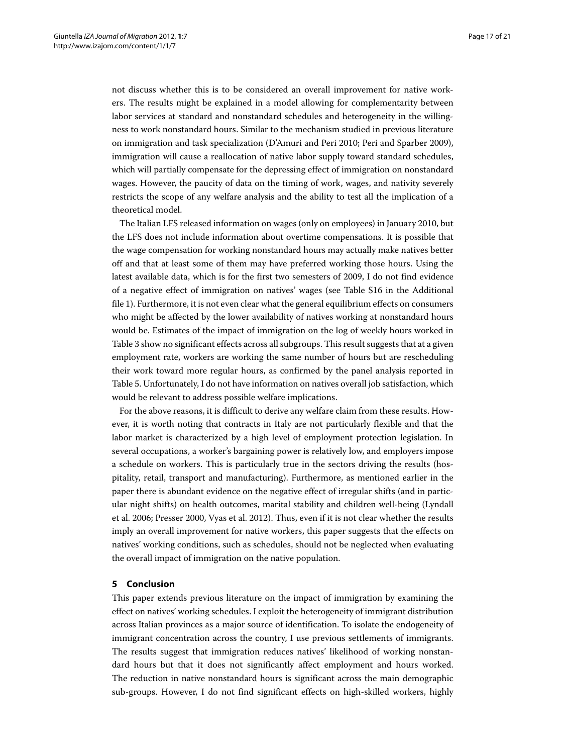not discuss whether this is to be considered an overall improvement for native workers. The results might be explained in a model allowing for complementarity between labor services at standard and nonstandard schedules and heterogeneity in the willingness to work nonstandard hours. Similar to the mechanism studied in previous literature on immigration and task specialization (D'Amuri and Peri 2010; Peri and Sparber 2009), immigration will cause a reallocation of native labor supply toward standard schedules, which will partially compensate for the depressing effect of immigration on nonstandard wages. However, the paucity of data on the timing of work, wages, and nativity severely restricts the scope of any welfare analysis and the ability to test all the implication of a theoretical model.

The Italian LFS released information on wages (only on employees) in January 2010, but the LFS does not include information about overtime compensations. It is possible that the wage compensation for working nonstandard hours may actually make natives better off and that at least some of them may have preferred working those hours. Using the latest available data, which is for the first two semesters of 2009, I do not find evidence of a negative effect of immigration on natives' wages (see Table S16 in the Additional file 1). Furthermore, it is not even clear what the general equilibrium effects on consumers who might be affected by the lower availability of natives working at nonstandard hours would be. Estimates of the impact of immigration on the log of weekly hours worked in Table 3 show no significant effects across all subgroups. This result suggests that at a given employment rate, workers are working the same number of hours but are rescheduling their work toward more regular hours, as confirmed by the panel analysis reported in Table 5. Unfortunately, I do not have information on natives overall job satisfaction, which would be relevant to address possible welfare implications.

For the above reasons, it is difficult to derive any welfare claim from these results. However, it is worth noting that contracts in Italy are not particularly flexible and that the labor market is characterized by a high level of employment protection legislation. In several occupations, a worker's bargaining power is relatively low, and employers impose a schedule on workers. This is particularly true in the sectors driving the results (hospitality, retail, transport and manufacturing). Furthermore, as mentioned earlier in the paper there is abundant evidence on the negative effect of irregular shifts (and in particular night shifts) on health outcomes, marital stability and children well-being (Lyndall et al. 2006; Presser 2000, Vyas et al. 2012). Thus, even if it is not clear whether the results imply an overall improvement for native workers, this paper suggests that the effects on natives' working conditions, such as schedules, should not be neglected when evaluating the overall impact of immigration on the native population.

## 5 Conclusion

This paper extends previous literature on the impact of immigration by examining the effect on natives' working schedules. I exploit the heterogeneity of immigrant distribution across Italian provinces as a major source of identification. To isolate the endogeneity of immigrant concentration across the country, I use previous settlements of immigrants. The results suggest that immigration reduces natives' likelihood of working nonstandard hours but that it does not significantly affect employment and hours worked. The reduction in native nonstandard hours is significant across the main demographic sub-groups. However, I do not find significant effects on high-skilled workers, highly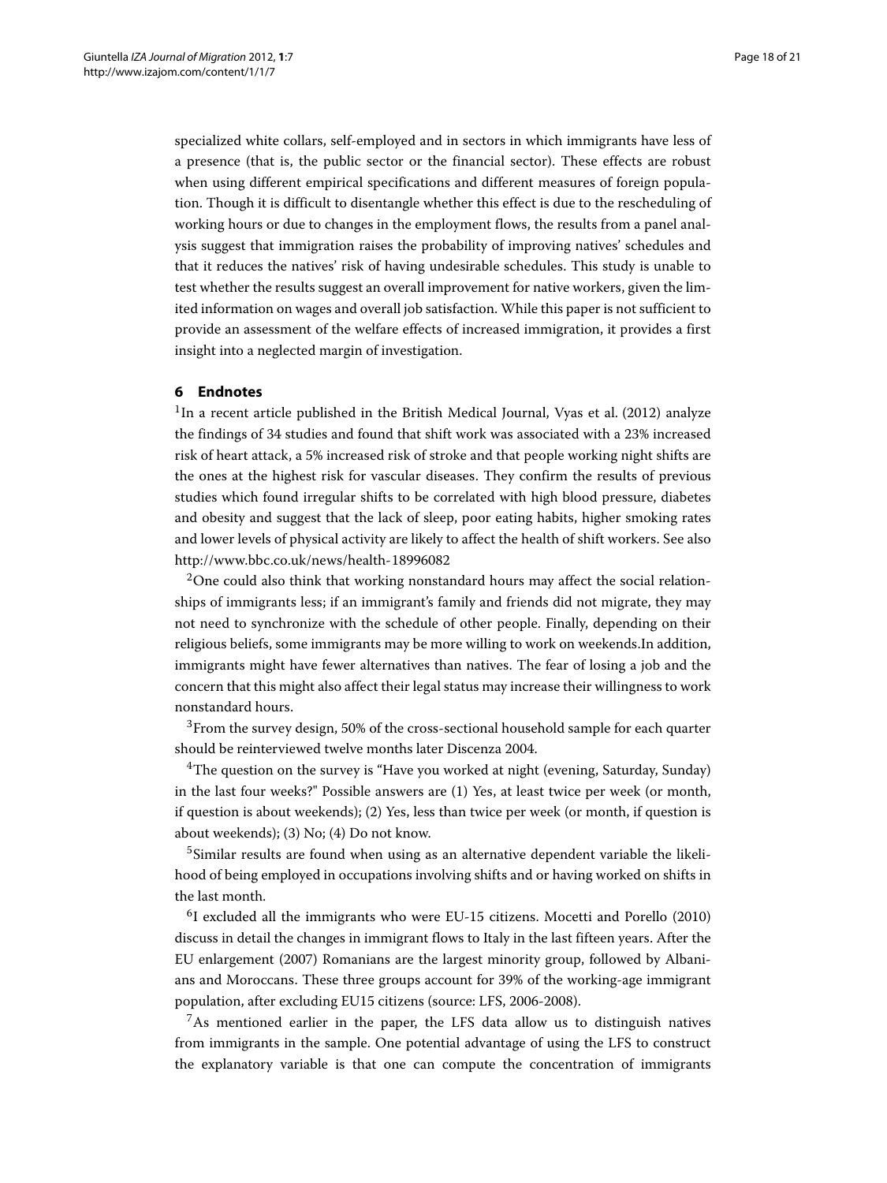specialized white collars, self-employed and in sectors in which immigrants have less of a presence (that is, the public sector or the financial sector). These effects are robust when using different empirical specifications and different measures of foreign population. Though it is difficult to disentangle whether this effect is due to the rescheduling of working hours or due to changes in the employment flows, the results from a panel analysis suggest that immigration raises the probability of improving natives' schedules and that it reduces the natives' risk of having undesirable schedules. This study is unable to test whether the results suggest an overall improvement for native workers, given the limited information on wages and overall job satisfaction. While this paper is not sufficient to provide an assessment of the welfare effects of increased immigration, it provides a first insight into a neglected margin of investigation.

## 6 Endnotes

[1]In a recent article published in the British Medical Journal, Vyas et al. (2012) analyze the findings of 34 studies and found that shift work was associated with a 23% increased risk of heart attack, a 5% increased risk of stroke and that people working night shifts are the ones at the highest risk for vascular diseases. They confirm the results of previous studies which found irregular shifts to be correlated with high blood pressure, diabetes and obesity and suggest that the lack of sleep, poor eating habits, higher smoking rates and lower levels of physical activity are likely to affect the health of shift workers. See also http://www.bbc.co.uk/news/health-18996082

[2]One could also think that working nonstandard hours may affect the social relationships of immigrants less; if an immigrant's family and friends did not migrate, they may not need to synchronize with the schedule of other people. Finally, depending on their religious beliefs, some immigrants may be more willing to work on weekends.In addition, immigrants might have fewer alternatives than natives. The fear of losing a job and the concern that this might also affect their legal status may increase their willingness to work nonstandard hours.

[3]From the survey design, 50% of the cross-sectional household sample for each quarter should be reinterviewed twelve months later Discenza 2004.

[4]The question on the survey is "Have you worked at night (evening, Saturday, Sunday) in the last four weeks?" Possible answers are (1) Yes, at least twice per week (or month, if question is about weekends); (2) Yes, less than twice per week (or month, if question is about weekends); (3) No; (4) Do not know.

[5]Similar results are found when using as an alternative dependent variable the likelihood of being employed in occupations involving shifts and or having worked on shifts in the last month.

[6]I excluded all the immigrants who were EU-15 citizens. Mocetti and Porello (2010) discuss in detail the changes in immigrant flows to Italy in the last fifteen years. After the EU enlargement (2007) Romanians are the largest minority group, followed by Albanians and Moroccans. These three groups account for 39% of the working-age immigrant population, after excluding EU15 citizens (source: LFS, 2006-2008).

[7]As mentioned earlier in the paper, the LFS data allow us to distinguish natives from immigrants in the sample. One potential advantage of using the LFS to construct the explanatory variable is that one can compute the concentration of immigrants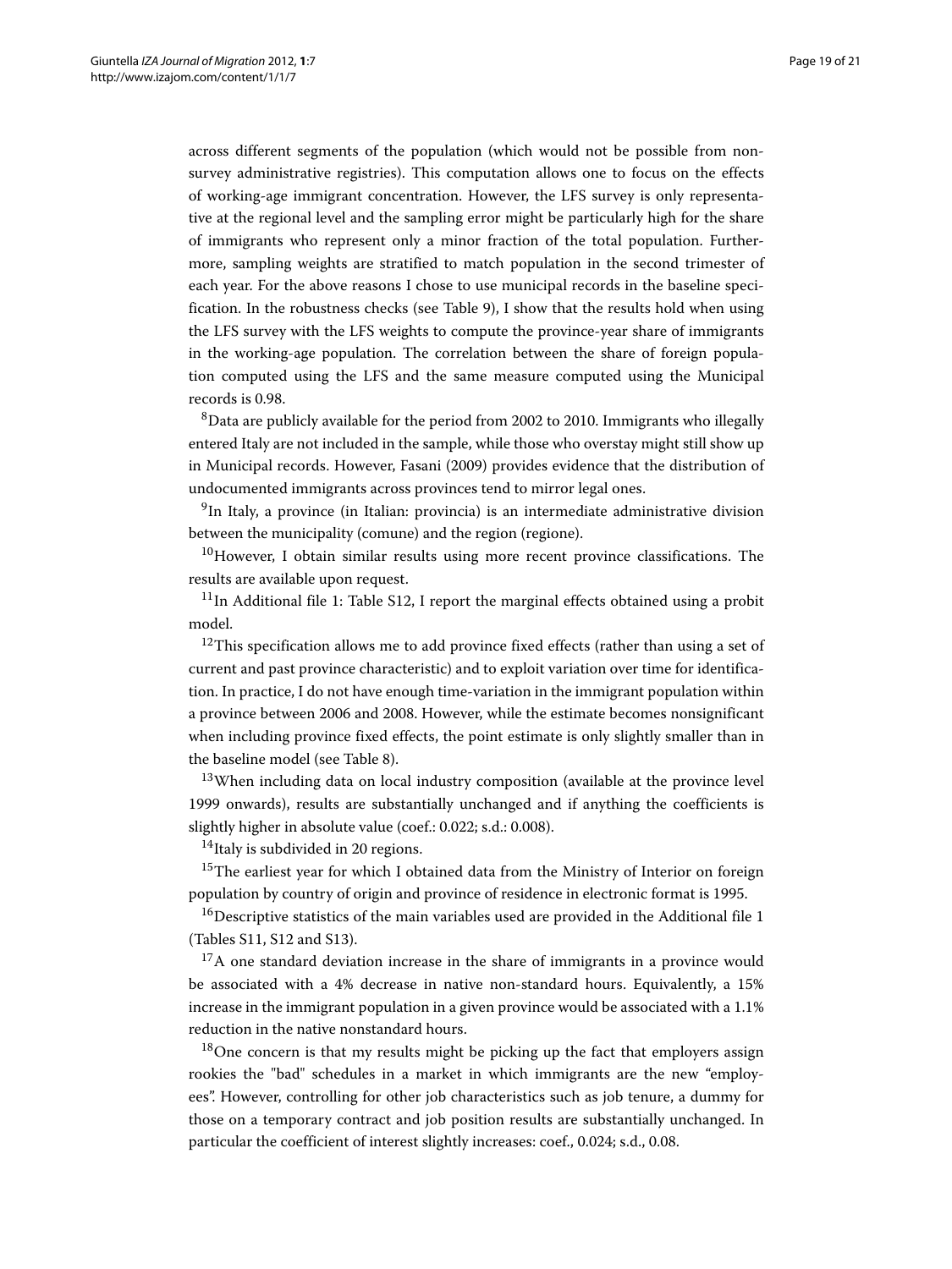across different segments of the population (which would not be possible from non-survey administrative registries). This computation allows one to focus on the effects of working-age immigrant concentration. However, the LFS survey is only representative at the regional level and the sampling error might be particularly high for the share of immigrants who represent only a minor fraction of the total population. Furthermore, sampling weights are stratified to match population in the second trimester of each year. For the above reasons I chose to use municipal records in the baseline specification. In the robustness checks (see Table 9), I show that the results hold when using the LFS survey with the LFS weights to compute the province-year share of immigrants in the working-age population. The correlation between the share of foreign population computed using the LFS and the same measure computed using the Municipal records is 0.98.

[8]Data are publicly available for the period from 2002 to 2010. Immigrants who illegally entered Italy are not included in the sample, while those who overstay might still show up in Municipal records. However, Fasani (2009) provides evidence that the distribution of undocumented immigrants across provinces tend to mirror legal ones.

[9]In Italy, a province (in Italian: provincia) is an intermediate administrative division between the municipality (comune) and the region (regione).

[10]However, I obtain similar results using more recent province classifications. The results are available upon request.

[11]In Additional file 1: Table S12, I report the marginal effects obtained using a probit model.

[12]This specification allows me to add province fixed effects (rather than using a set of current and past province characteristic) and to exploit variation over time for identification. In practice, I do not have enough time-variation in the immigrant population within a province between 2006 and 2008. However, while the estimate becomes nonsignificant when including province fixed effects, the point estimate is only slightly smaller than in the baseline model (see Table 8).

[13]When including data on local industry composition (available at the province level 1999 onwards), results are substantially unchanged and if anything the coefficients is slightly higher in absolute value (coef.: 0.022; s.d.: 0.008).

[14]Italy is subdivided in 20 regions.

[15]The earliest year for which I obtained data from the Ministry of Interior on foreign population by country of origin and province of residence in electronic format is 1995.

[16]Descriptive statistics of the main variables used are provided in the Additional file 1 (Tables S11, S12 and S13).

[17]A one standard deviation increase in the share of immigrants in a province would be associated with a 4% decrease in native non-standard hours. Equivalently, a 15% increase in the immigrant population in a given province would be associated with a 1.1% reduction in the native nonstandard hours.

[18]One concern is that my results might be picking up the fact that employers assign rookies the "bad" schedules in a market in which immigrants are the new "employees". However, controlling for other job characteristics such as job tenure, a dummy for those on a temporary contract and job position results are substantially unchanged. In particular the coefficient of interest slightly increases: coef., 0.024; s.d., 0.08.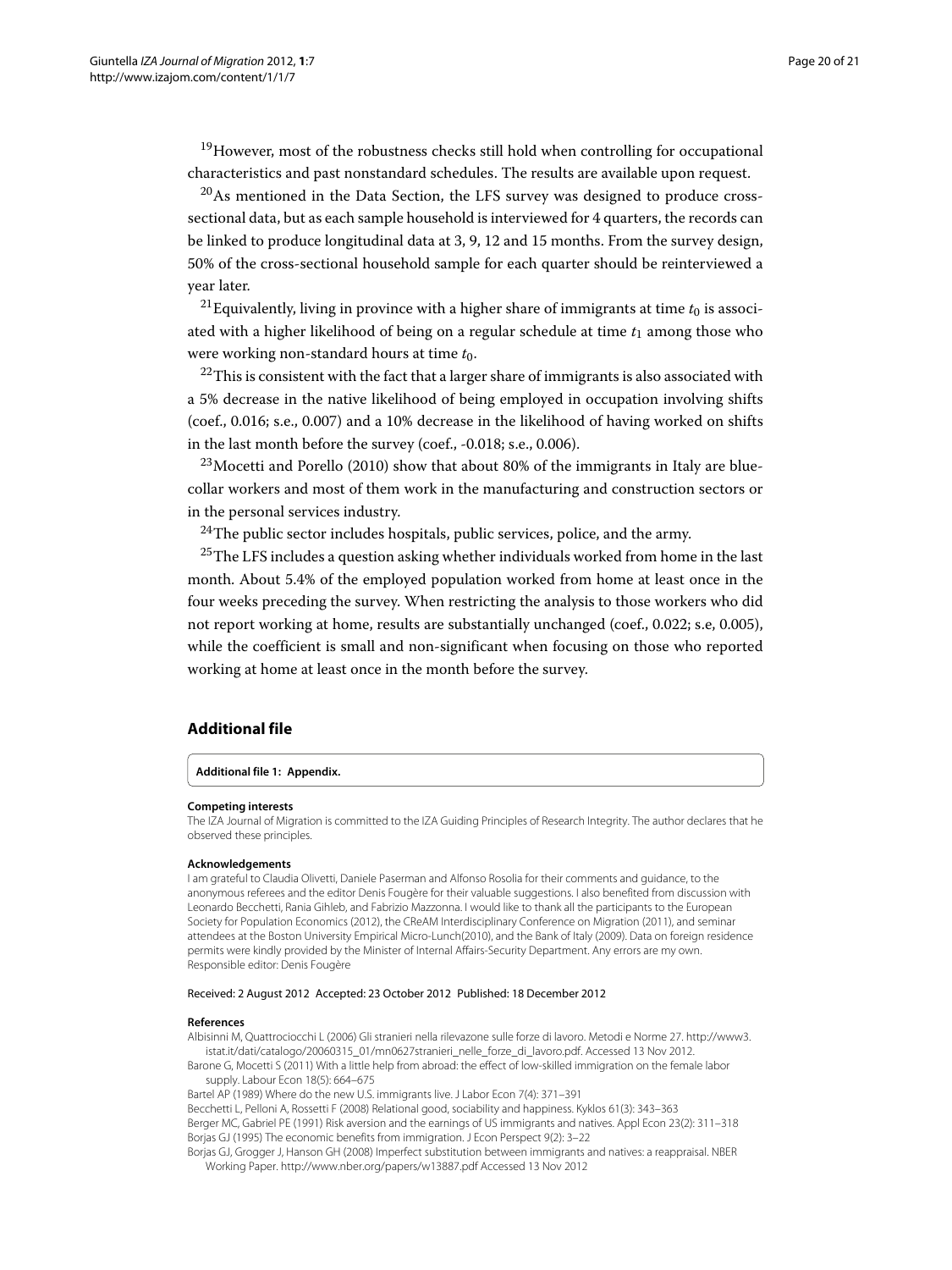[19]However, most of the robustness checks still hold when controlling for occupational characteristics and past nonstandard schedules. The results are available upon request.

[20]As mentioned in the Data Section, the LFS survey was designed to produce cross-sectional data, but as each sample household is interviewed for 4 quarters, the records can be linked to produce longitudinal data at 3, 9, 12 and 15 months. From the survey design, 50% of the cross-sectional household sample for each quarter should be reinterviewed a year later.

[21]Equivalently, living in province with a higher share of immigrants at time $t_0$ is associated with a higher likelihood of being on a regular schedule at time $t_1$ among those who were working non-standard hours at time $t_0$.

[22]This is consistent with the fact that a larger share of immigrants is also associated with a 5% decrease in the native likelihood of being employed in occupation involving shifts (coef., 0.016; s.e., 0.007) and a 10% decrease in the likelihood of having worked on shifts in the last month before the survey (coef., -0.018; s.e., 0.006).

[23]Mocetti and Porello (2010) show that about 80% of the immigrants in Italy are blue-collar workers and most of them work in the manufacturing and construction sectors or in the personal services industry.

[24]The public sector includes hospitals, public services, police, and the army.

[25]The LFS includes a question asking whether individuals worked from home in the last month. About 5.4% of the employed population worked from home at least once in the four weeks preceding the survey. When restricting the analysis to those workers who did not report working at home, results are substantially unchanged (coef., 0.022; s.e, 0.005), while the coefficient is small and non-significant when focusing on those who reported working at home at least once in the month before the survey.

## Additional file

**Additional file 1: Appendix.**

**Competing interests**

The IZA Journal of Migration is committed to the IZA Guiding Principles of Research Integrity. The author declares that he observed these principles.

**Acknowledgements**

I am grateful to Claudia Olivetti, Daniele Paserman and Alfonso Rosolia for their comments and guidance, to the anonymous referees and the editor Denis Fougère for their valuable suggestions. I also benefited from discussion with Leonardo Becchetti, Rania Gihleb, and Fabrizio Mazzonna. I would like to thank all the participants to the European Society for Population Economics (2012), the CReAM Interdisciplinary Conference on Migration (2011), and seminar attendees at the Boston University Empirical Micro-Lunch(2010), and the Bank of Italy (2009). Data on foreign residence permits were kindly provided by the Minister of Internal Affairs-Security Department. Any errors are my own.
Responsible editor: Denis Fougère

Received: 2 August 2012 Accepted: 23 October 2012 Published: 18 December 2012

**References**

Albisinni M, Quattrociocchi L (2006) Gli stranieri nella rilevazone sulle forze di lavoro. Metodi e Norme 27. http://www3.istat.it/dati/catalogo/20060315_01/mn0627stranieri_nelle_forze_di_lavoro.pdf. Accessed 13 Nov 2012.

Barone G, Mocetti S (2011) With a little help from abroad: the effect of low-skilled immigration on the female labor supply. Labour Econ 18(5): 664–675

Bartel AP (1989) Where do the new U.S. immigrants live. J Labor Econ 7(4): 371–391

Becchetti L, Pelloni A, Rossetti F (2008) Relational good, sociability and happiness. Kyklos 61(3): 343–363

Berger MC, Gabriel PE (1991) Risk aversion and the earnings of US immigrants and natives. Appl Econ 23(2): 311–318

Borjas GJ (1995) The economic benefits from immigration. J Econ Perspect 9(2): 3–22

Borjas GJ, Grogger J, Hanson GH (2008) Imperfect substitution between immigrants and natives: a reappraisal. NBER Working Paper. http://www.nber.org/papers/w13887.pdf Accessed 13 Nov 2012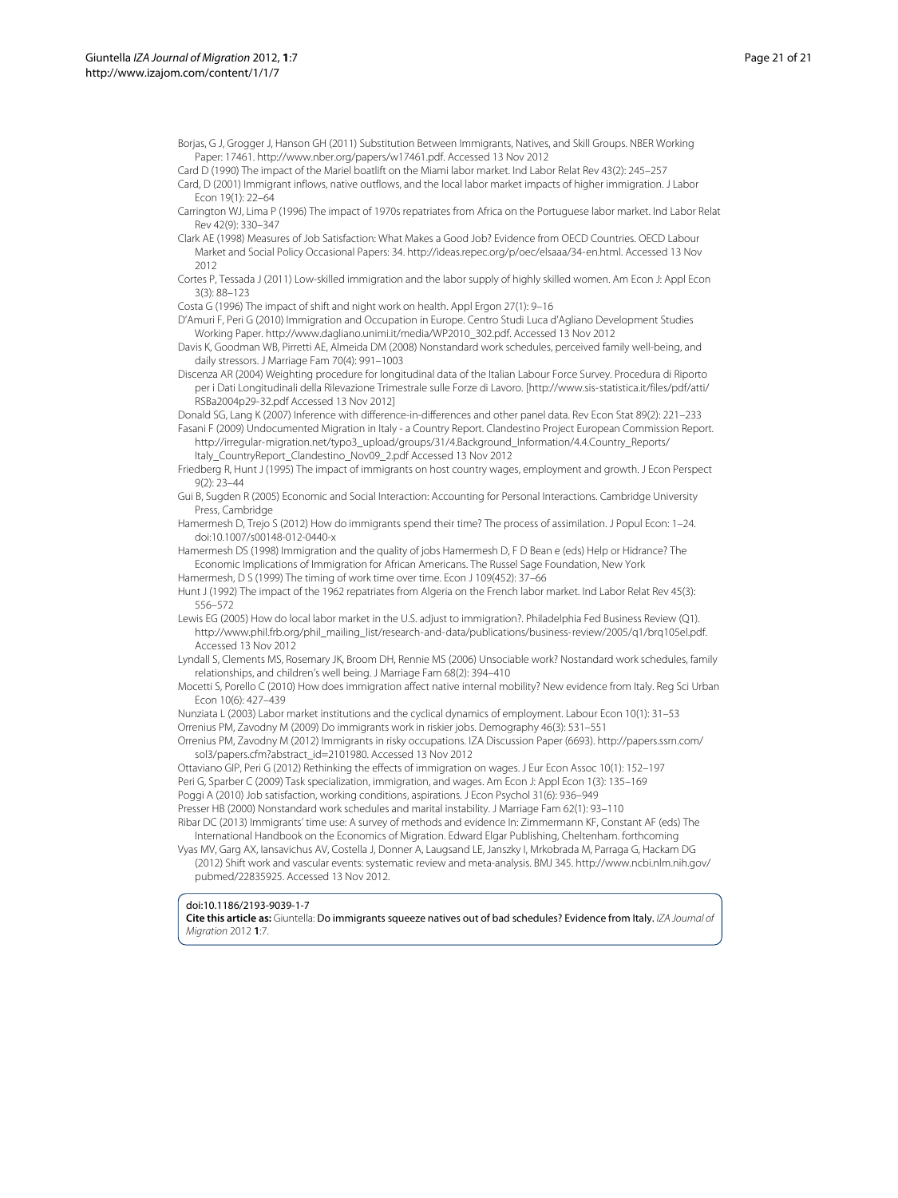Borjas, G J, Grogger J, Hanson GH (2011) Substitution Between Immigrants, Natives, and Skill Groups. NBER Working Paper: 17461. http://www.nber.org/papers/w17461.pdf. Accessed 13 Nov 2012

Card D (1990) The impact of the Mariel boatlift on the Miami labor market. Ind Labor Relat Rev 43(2): 245–257

Card, D (2001) Immigrant inflows, native outflows, and the local labor market impacts of higher immigration. J Labor Econ 19(1): 22–64

Carrington WJ, Lima P (1996) The impact of 1970s repatriates from Africa on the Portuguese labor market. Ind Labor Relat Rev 42(9): 330–347

Clark AE (1998) Measures of Job Satisfaction: What Makes a Good Job? Evidence from OECD Countries. OECD Labour Market and Social Policy Occasional Papers: 34. http://ideas.repec.org/p/oec/elsaaa/34-en.html. Accessed 13 Nov 2012

Cortes P, Tessada J (2011) Low-skilled immigration and the labor supply of highly skilled women. Am Econ J: Appl Econ 3(3): 88–123

Costa G (1996) The impact of shift and night work on health. Appl Ergon 27(1): 9–16

D'Amuri F, Peri G (2010) Immigration and Occupation in Europe. Centro Studi Luca d'Agliano Development Studies Working Paper. http://www.dagliano.unimi.it/media/WP2010_302.pdf. Accessed 13 Nov 2012

Davis K, Goodman WB, Pirretti AE, Almeida DM (2008) Nonstandard work schedules, perceived family well-being, and daily stressors. J Marriage Fam 70(4): 991–1003

Discenza AR (2004) Weighting procedure for longitudinal data of the Italian Labour Force Survey. Procedura di Riporto per i Dati Longitudinali della Rilevazione Trimestrale sulle Forze di Lavoro. [http://www.sis-statistica.it/files/pdf/atti/RSBa2004p29-32.pdf Accessed 13 Nov 2012]

Donald SG, Lang K (2007) Inference with difference-in-differences and other panel data. Rev Econ Stat 89(2): 221–233

Fasani F (2009) Undocumented Migration in Italy - a Country Report. Clandestino Project European Commission Report. http://irregular-migration.net/typo3_upload/groups/31/4.Background_Information/4.4.Country_Reports/Italy_CountryReport_Clandestino_Nov09_2.pdf Accessed 13 Nov 2012

Friedberg R, Hunt J (1995) The impact of immigrants on host country wages, employment and growth. J Econ Perspect 9(2): 23–44

Gui B, Sugden R (2005) Economic and Social Interaction: Accounting for Personal Interactions. Cambridge University Press, Cambridge

Hamermesh D, Trejo S (2012) How do immigrants spend their time? The process of assimilation. J Popul Econ: 1–24. doi:10.1007/s00148-012-0440-x

Hamermesh DS (1998) Immigration and the quality of jobs Hamermesh D, F D Bean e (eds) Help or Hidrance? The Economic Implications of Immigration for African Americans. The Russel Sage Foundation, New York

Hamermesh, D S (1999) The timing of work time over time. Econ J 109(452): 37–66

Hunt J (1992) The impact of the 1962 repatriates from Algeria on the French labor market. Ind Labor Relat Rev 45(3): 556–572

Lewis EG (2005) How do local labor market in the U.S. adjust to immigration?. Philadelphia Fed Business Review (Q1). http://www.phil.frb.org/phil_mailing_list/research-and-data/publications/business-review/2005/q1/brq105el.pdf. Accessed 13 Nov 2012

Lyndall S, Clements MS, Rosemary JK, Broom DH, Rennie MS (2006) Unsociable work? Nostandard work schedules, family relationships, and children's well being. J Marriage Fam 68(2): 394–410

Mocetti S, Porello C (2010) How does immigration affect native internal mobility? New evidence from Italy. Reg Sci Urban Econ 10(6): 427–439

Nunziata L (2003) Labor market institutions and the cyclical dynamics of employment. Labour Econ 10(1): 31–53

Orrenius PM, Zavodny M (2009) Do immigrants work in riskier jobs. Demography 46(3): 531–551

Orrenius PM, Zavodny M (2012) Immigrants in risky occupations. IZA Discussion Paper (6693). http://papers.ssrn.com/sol3/papers.cfm?abstract_id=2101980. Accessed 13 Nov 2012

Ottaviano GIP, Peri G (2012) Rethinking the effects of immigration on wages. J Eur Econ Assoc 10(1): 152–197

Peri G, Sparber C (2009) Task specialization, immigration, and wages. Am Econ J: Appl Econ 1(3): 135–169

Poggi A (2010) Job satisfaction, working conditions, aspirations. J Econ Psychol 31(6): 936–949

Presser HB (2000) Nonstandard work schedules and marital instability. J Marriage Fam 62(1): 93–110

Ribar DC (2013) Immigrants' time use: A survey of methods and evidence In: Zimmermann KF, Constant AF (eds) The International Handbook on the Economics of Migration. Edward Elgar Publishing, Cheltenham. forthcoming

Vyas MV, Garg AX, Iansavichus AV, Costella J, Donner A, Laugsand LE, Janszky I, Mrkobrada M, Parraga G, Hackam DG (2012) Shift work and vascular events: systematic review and meta-analysis. BMJ 345. http://www.ncbi.nlm.nih.gov/pubmed/22835925. Accessed 13 Nov 2012.

doi:10.1186/2193-9039-1-7

**Cite this article as:** Giuntella: Do immigrants squeeze natives out of bad schedules? Evidence from Italy. *IZA Journal of Migration* 2012 **1**:7.